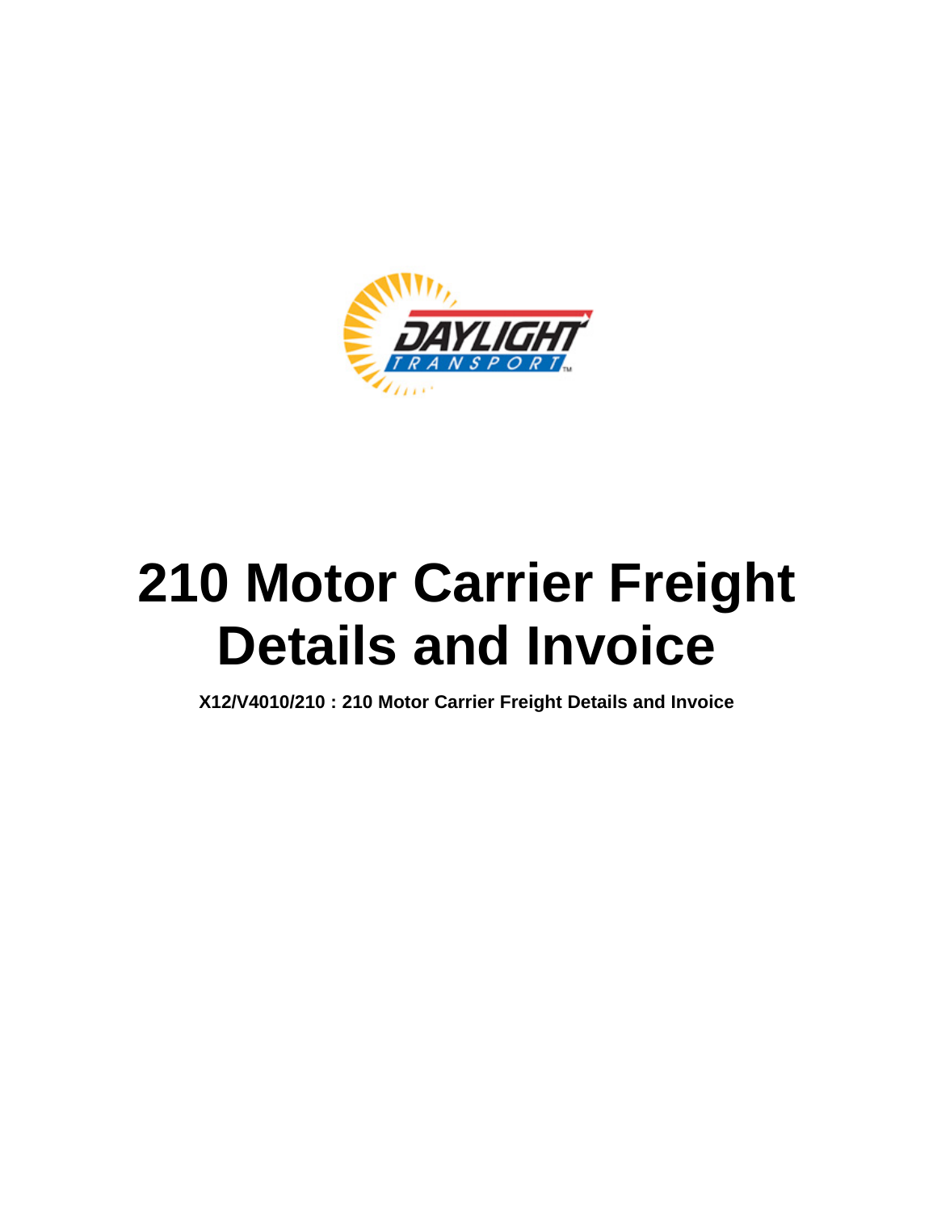# 210 Motor Carrier Freight Details and Invoice

**X12/V4010/210 : 210 Motor Carrier Freight Details and Invoice**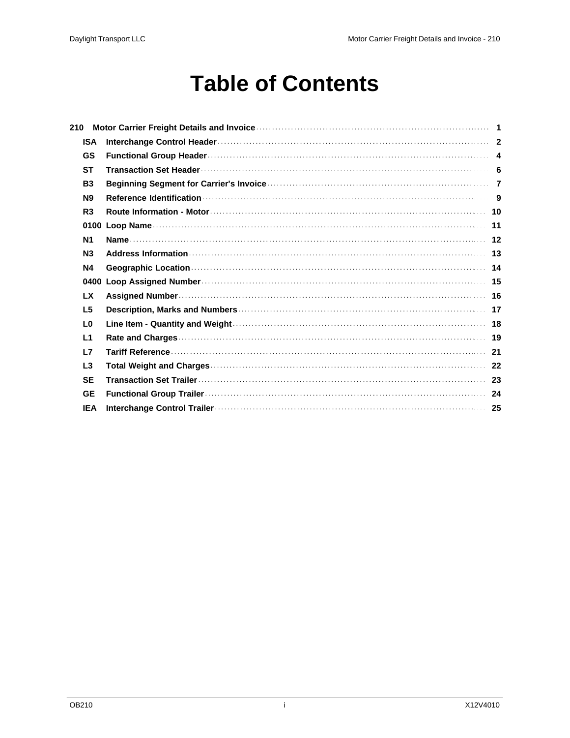# Table of Contents

| | | |
|---|---|---|
| **210** | **Motor Carrier Freight Details and Invoice** | **1** |
| **ISA** | **Interchange Control Header** | **2** |
| **GS** | **Functional Group Header** | **4** |
| **ST** | **Transaction Set Header** | **6** |
| **B3** | **Beginning Segment for Carrier's Invoice** | **7** |
| **N9** | **Reference Identification** | **9** |
| **R3** | **Route Information - Motor** | **10** |
| **0100** | **Loop Name** | **11** |
| **N1** | **Name** | **12** |
| **N3** | **Address Information** | **13** |
| **N4** | **Geographic Location** | **14** |
| **0400** | **Loop Assigned Number** | **15** |
| **LX** | **Assigned Number** | **16** |
| **L5** | **Description, Marks and Numbers** | **17** |
| **L0** | **Line Item - Quantity and Weight** | **18** |
| **L1** | **Rate and Charges** | **19** |
| **L7** | **Tariff Reference** | **21** |
| **L3** | **Total Weight and Charges** | **22** |
| **SE** | **Transaction Set Trailer** | **23** |
| **GE** | **Functional Group Trailer** | **24** |
| **IEA** | **Interchange Control Trailer** | **25** |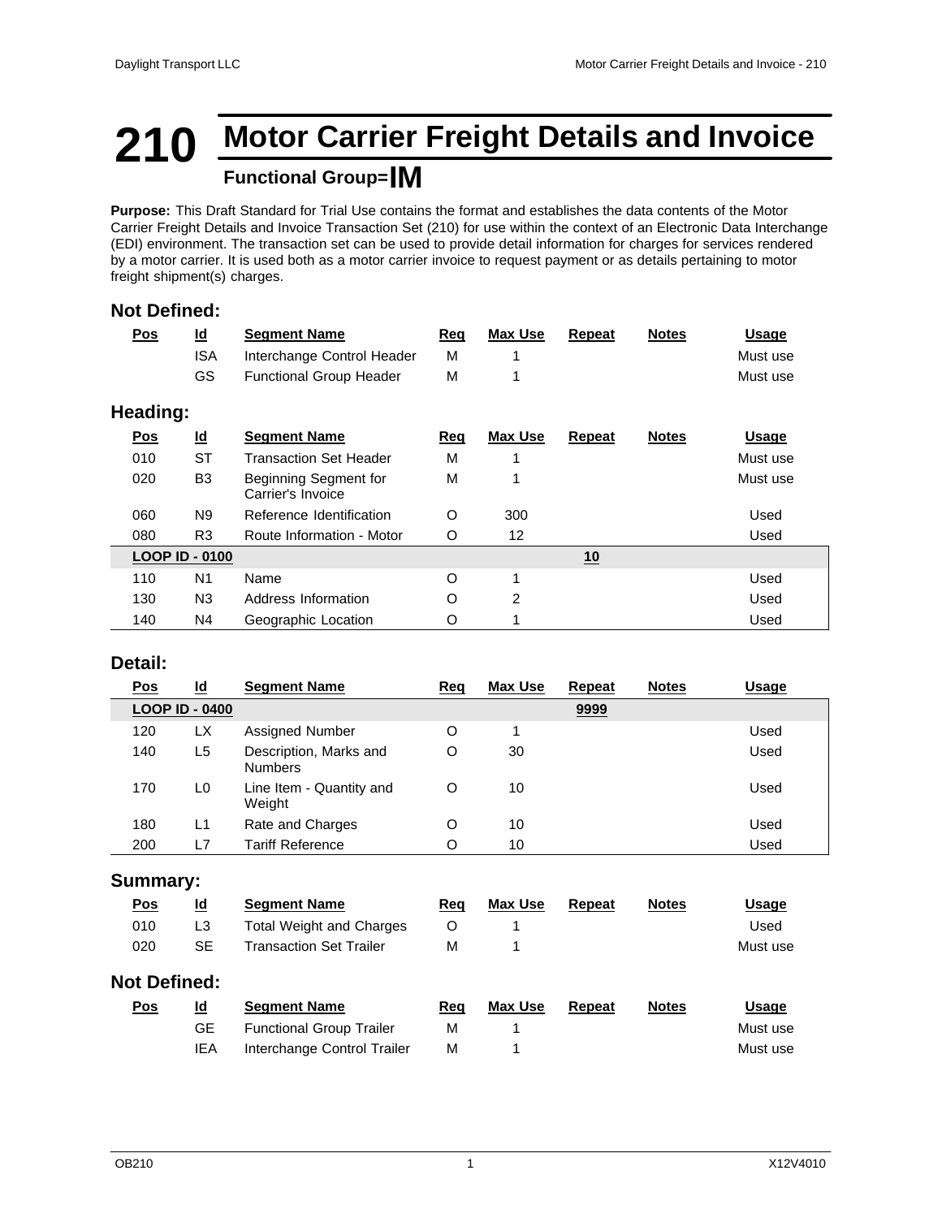# 210 Motor Carrier Freight Details and Invoice

## Functional Group=IM

**Purpose:** This Draft Standard for Trial Use contains the format and establishes the data contents of the Motor Carrier Freight Details and Invoice Transaction Set (210) for use within the context of an Electronic Data Interchange (EDI) environment. The transaction set can be used to provide detail information for charges for services rendered by a motor carrier. It is used both as a motor carrier invoice to request payment or as details pertaining to motor freight shipment(s) charges.

### Not Defined:

| Pos | Id | Segment Name | Req | Max Use | Repeat | Notes | Usage |
|---|---|---|---|---|---|---|---|
| | ISA | Interchange Control Header | M | 1 | | | Must use |
| | GS | Functional Group Header | M | 1 | | | Must use |

### Heading:

| Pos | Id | Segment Name | Req | Max Use | Repeat | Notes | Usage |
|---|---|---|---|---|---|---|---|
| 010 | ST | Transaction Set Header | M | 1 | | | Must use |
| 020 | B3 | Beginning Segment for Carrier's Invoice | M | 1 | | | Must use |
| 060 | N9 | Reference Identification | O | 300 | | | Used |
| 080 | R3 | Route Information - Motor | O | 12 | | | Used |
| **LOOP ID - 0100** | | | | | **10** | | |
| 110 | N1 | Name | O | 1 | | | Used |
| 130 | N3 | Address Information | O | 2 | | | Used |
| 140 | N4 | Geographic Location | O | 1 | | | Used |

### Detail:

| Pos | Id | Segment Name | Req | Max Use | Repeat | Notes | Usage |
|---|---|---|---|---|---|---|---|
| **LOOP ID - 0400** | | | | | **9999** | | |
| 120 | LX | Assigned Number | O | 1 | | | Used |
| 140 | L5 | Description, Marks and Numbers | O | 30 | | | Used |
| 170 | L0 | Line Item - Quantity and Weight | O | 10 | | | Used |
| 180 | L1 | Rate and Charges | O | 10 | | | Used |
| 200 | L7 | Tariff Reference | O | 10 | | | Used |

### Summary:

| Pos | Id | Segment Name | Req | Max Use | Repeat | Notes | Usage |
|---|---|---|---|---|---|---|---|
| 010 | L3 | Total Weight and Charges | O | 1 | | | Used |
| 020 | SE | Transaction Set Trailer | M | 1 | | | Must use |

### Not Defined:

| Pos | Id | Segment Name | Req | Max Use | Repeat | Notes | Usage |
|---|---|---|---|---|---|---|---|
| | GE | Functional Group Trailer | M | 1 | | | Must use |
| | IEA | Interchange Control Trailer | M | 1 | | | Must use |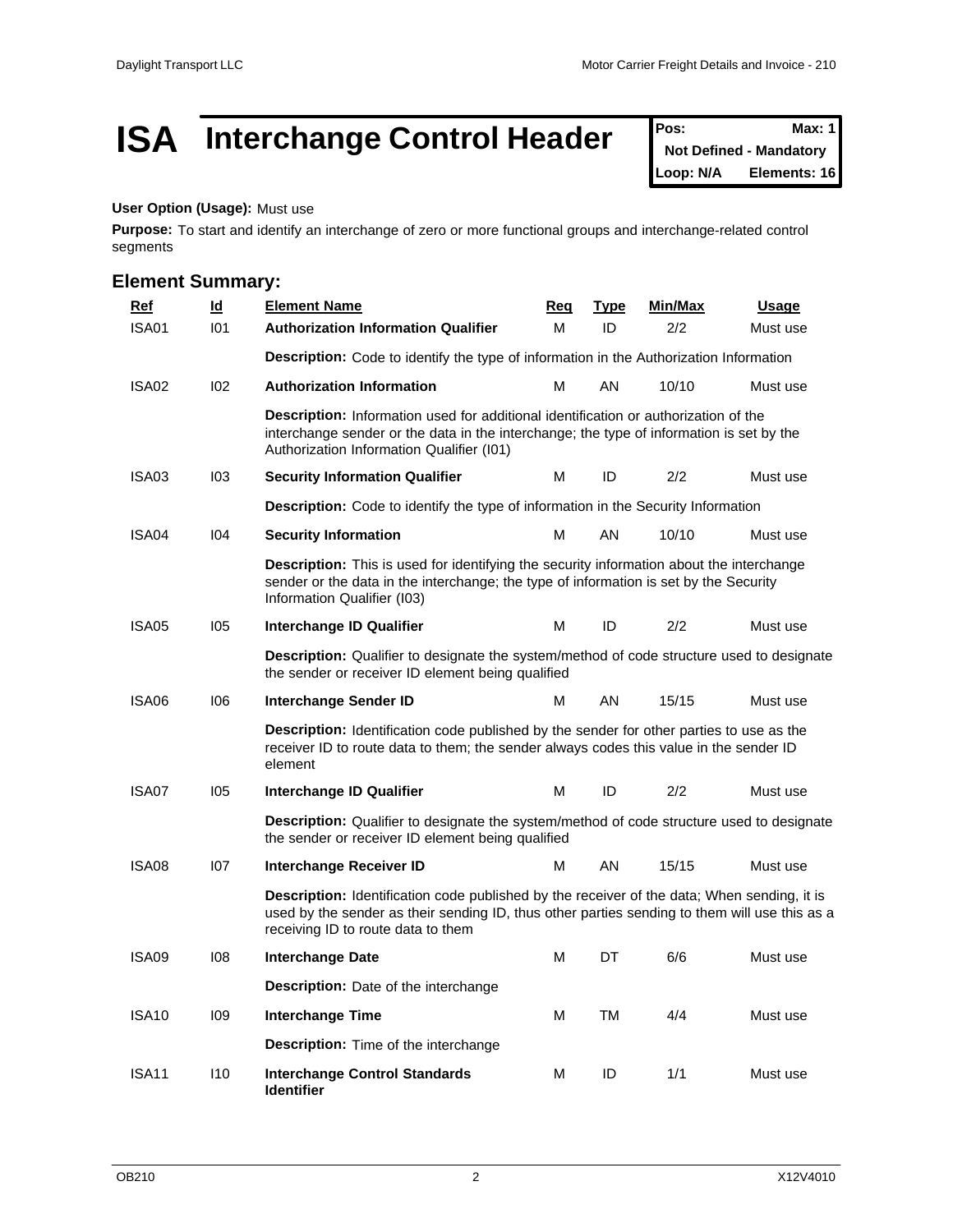# ISA Interchange Control Header

| Pos: | Max: 1 |
|---|---|
| Not Defined - Mandatory | |
| Loop: N/A | Elements: 16 |

**User Option (Usage):** Must use

**Purpose:** To start and identify an interchange of zero or more functional groups and interchange-related control segments

## Element Summary:

| Ref | Id | Element Name | Req | Type | Min/Max | Usage |
|---|---|---|---|---|---|---|
| ISA01 | I01 | **Authorization Information Qualifier** | M | ID | 2/2 | Must use |
| | | **Description:** Code to identify the type of information in the Authorization Information | | | | |
| ISA02 | I02 | **Authorization Information** | M | AN | 10/10 | Must use |
| | | **Description:** Information used for additional identification or authorization of the interchange sender or the data in the interchange; the type of information is set by the Authorization Information Qualifier (I01) | | | | |
| ISA03 | I03 | **Security Information Qualifier** | M | ID | 2/2 | Must use |
| | | **Description:** Code to identify the type of information in the Security Information | | | | |
| ISA04 | I04 | **Security Information** | M | AN | 10/10 | Must use |
| | | **Description:** This is used for identifying the security information about the interchange sender or the data in the interchange; the type of information is set by the Security Information Qualifier (I03) | | | | |
| ISA05 | I05 | **Interchange ID Qualifier** | M | ID | 2/2 | Must use |
| | | **Description:** Qualifier to designate the system/method of code structure used to designate the sender or receiver ID element being qualified | | | | |
| ISA06 | I06 | **Interchange Sender ID** | M | AN | 15/15 | Must use |
| | | **Description:** Identification code published by the sender for other parties to use as the receiver ID to route data to them; the sender always codes this value in the sender ID element | | | | |
| ISA07 | I05 | **Interchange ID Qualifier** | M | ID | 2/2 | Must use |
| | | **Description:** Qualifier to designate the system/method of code structure used to designate the sender or receiver ID element being qualified | | | | |
| ISA08 | I07 | **Interchange Receiver ID** | M | AN | 15/15 | Must use |
| | | **Description:** Identification code published by the receiver of the data; When sending, it is used by the sender as their sending ID, thus other parties sending to them will use this as a receiving ID to route data to them | | | | |
| ISA09 | I08 | **Interchange Date** | M | DT | 6/6 | Must use |
| | | **Description:** Date of the interchange | | | | |
| ISA10 | I09 | **Interchange Time** | M | TM | 4/4 | Must use |
| | | **Description:** Time of the interchange | | | | |
| ISA11 | I10 | **Interchange Control Standards Identifier** | M | ID | 1/1 | Must use |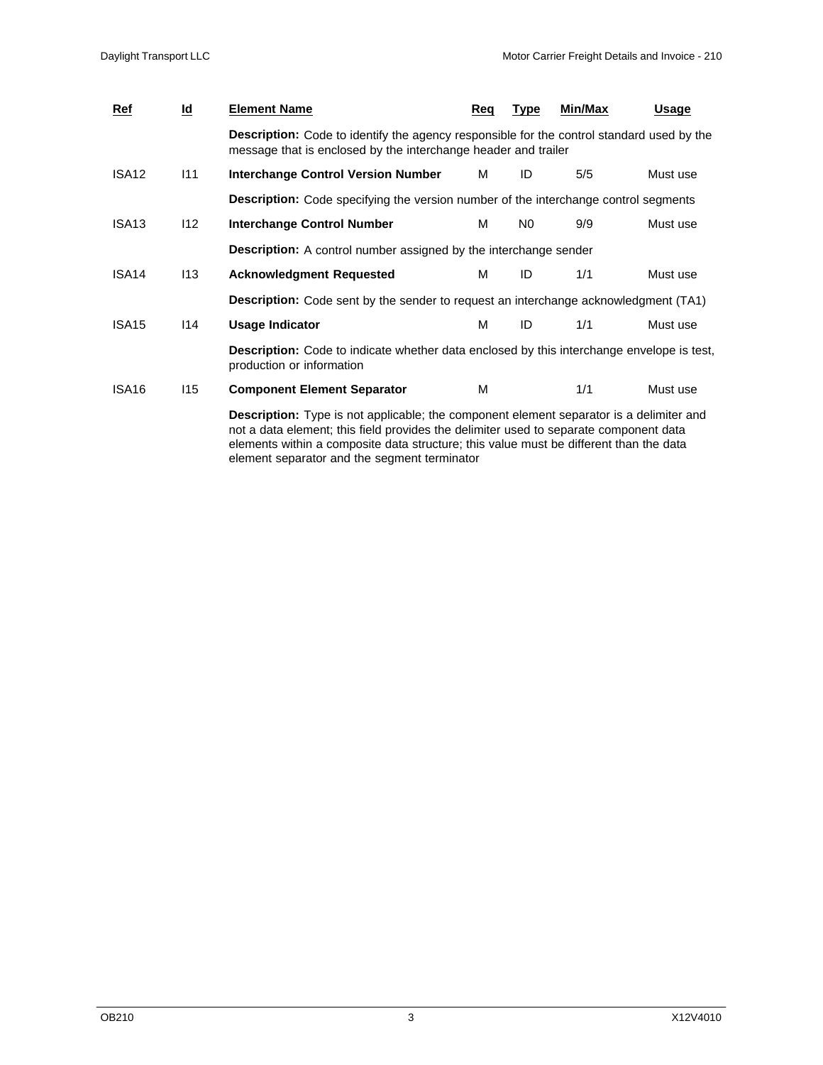| Ref | Id | Element Name | Req | Type | Min/Max | Usage |
|---|---|---|---|---|---|---|
| | | **Description:** Code to identify the agency responsible for the control standard used by the message that is enclosed by the interchange header and trailer | | | | |
| ISA12 | I11 | **Interchange Control Version Number** | M | ID | 5/5 | Must use |
| | | **Description:** Code specifying the version number of the interchange control segments | | | | |
| ISA13 | I12 | **Interchange Control Number** | M | N0 | 9/9 | Must use |
| | | **Description:** A control number assigned by the interchange sender | | | | |
| ISA14 | I13 | **Acknowledgment Requested** | M | ID | 1/1 | Must use |
| | | **Description:** Code sent by the sender to request an interchange acknowledgment (TA1) | | | | |
| ISA15 | I14 | **Usage Indicator** | M | ID | 1/1 | Must use |
| | | **Description:** Code to indicate whether data enclosed by this interchange envelope is test, production or information | | | | |
| ISA16 | I15 | **Component Element Separator** | M | | 1/1 | Must use |
| | | **Description:** Type is not applicable; the component element separator is a delimiter and not a data element; this field provides the delimiter used to separate component data elements within a composite data structure; this value must be different than the data element separator and the segment terminator | | | | |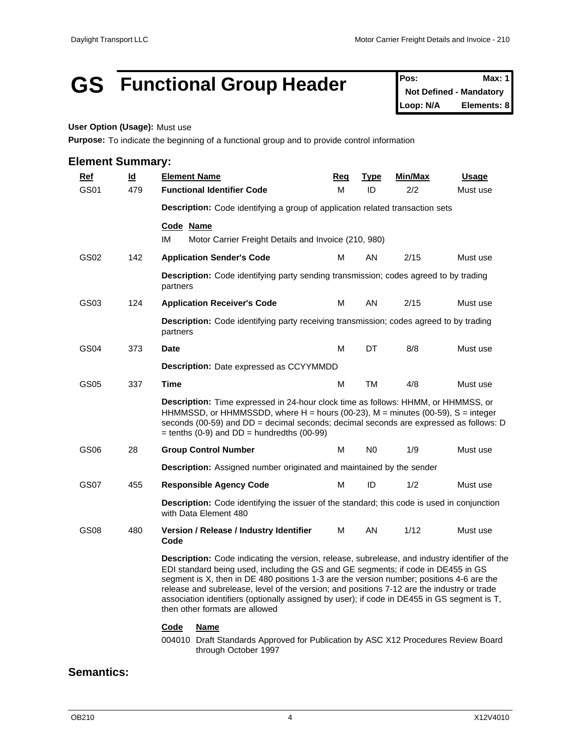# GS Functional Group Header

| Pos: | Max: 1 |
|---|---|
| Not Defined - Mandatory | |
| Loop: N/A | Elements: 8 |

**User Option (Usage):** Must use

**Purpose:** To indicate the beginning of a functional group and to provide control information

## Element Summary:

| Ref | Id | Element Name | Req | Type | Min/Max | Usage |
|---|---|---|---|---|---|---|
| GS01 | 479 | **Functional Identifier Code** | M | ID | 2/2 | Must use |
| | | **Description:** Code identifying a group of application related transaction sets<br><br>**Code Name**<br>IM Motor Carrier Freight Details and Invoice (210, 980) | | | | |
| GS02 | 142 | **Application Sender's Code** | M | AN | 2/15 | Must use |
| | | **Description:** Code identifying party sending transmission; codes agreed to by trading partners | | | | |
| GS03 | 124 | **Application Receiver's Code** | M | AN | 2/15 | Must use |
| | | **Description:** Code identifying party receiving transmission; codes agreed to by trading partners | | | | |
| GS04 | 373 | **Date** | M | DT | 8/8 | Must use |
| | | **Description:** Date expressed as CCYYMMDD | | | | |
| GS05 | 337 | **Time** | M | TM | 4/8 | Must use |
| | | **Description:** Time expressed in 24-hour clock time as follows: HHMM, or HHMMSS, or HHMMSSD, or HHMMSSDD, where H = hours (00-23), M = minutes (00-59), S = integer seconds (00-59) and DD = decimal seconds; decimal seconds are expressed as follows: D = tenths (0-9) and DD = hundredths (00-99) | | | | |
| GS06 | 28 | **Group Control Number** | M | N0 | 1/9 | Must use |
| | | **Description:** Assigned number originated and maintained by the sender | | | | |
| GS07 | 455 | **Responsible Agency Code** | M | ID | 1/2 | Must use |
| | | **Description:** Code identifying the issuer of the standard; this code is used in conjunction with Data Element 480 | | | | |
| GS08 | 480 | **Version / Release / Industry Identifier Code** | M | AN | 1/12 | Must use |
| | | **Description:** Code indicating the version, release, subrelease, and industry identifier of the EDI standard being used, including the GS and GE segments; if code in DE455 in GS segment is X, then in DE 480 positions 1-3 are the version number; positions 4-6 are the release and subrelease, level of the version; and positions 7-12 are the industry or trade association identifiers (optionally assigned by user); if code in DE455 in GS segment is T, then other formats are allowed<br><br>**Code Name**<br>004010 Draft Standards Approved for Publication by ASC X12 Procedures Review Board through October 1997 | | | | |

## Semantics: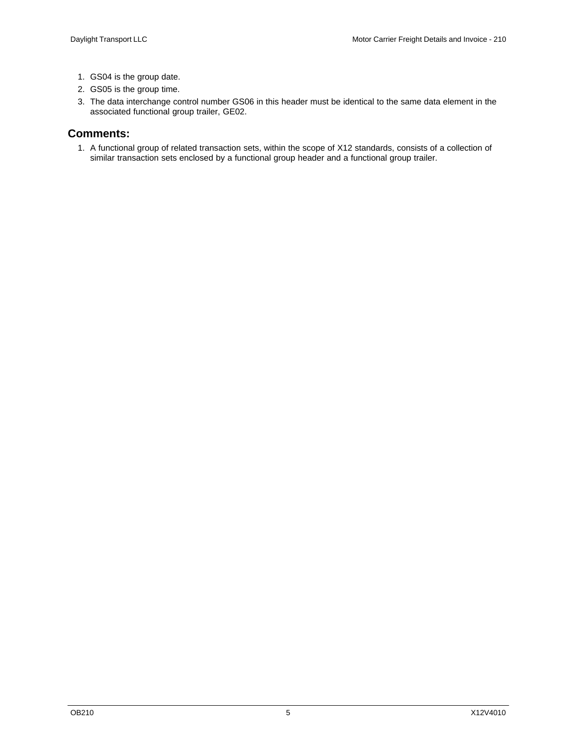1. GS04 is the group date.
2. GS05 is the group time.
3. The data interchange control number GS06 in this header must be identical to the same data element in the associated functional group trailer, GE02.

## Comments:

1. A functional group of related transaction sets, within the scope of X12 standards, consists of a collection of similar transaction sets enclosed by a functional group header and a functional group trailer.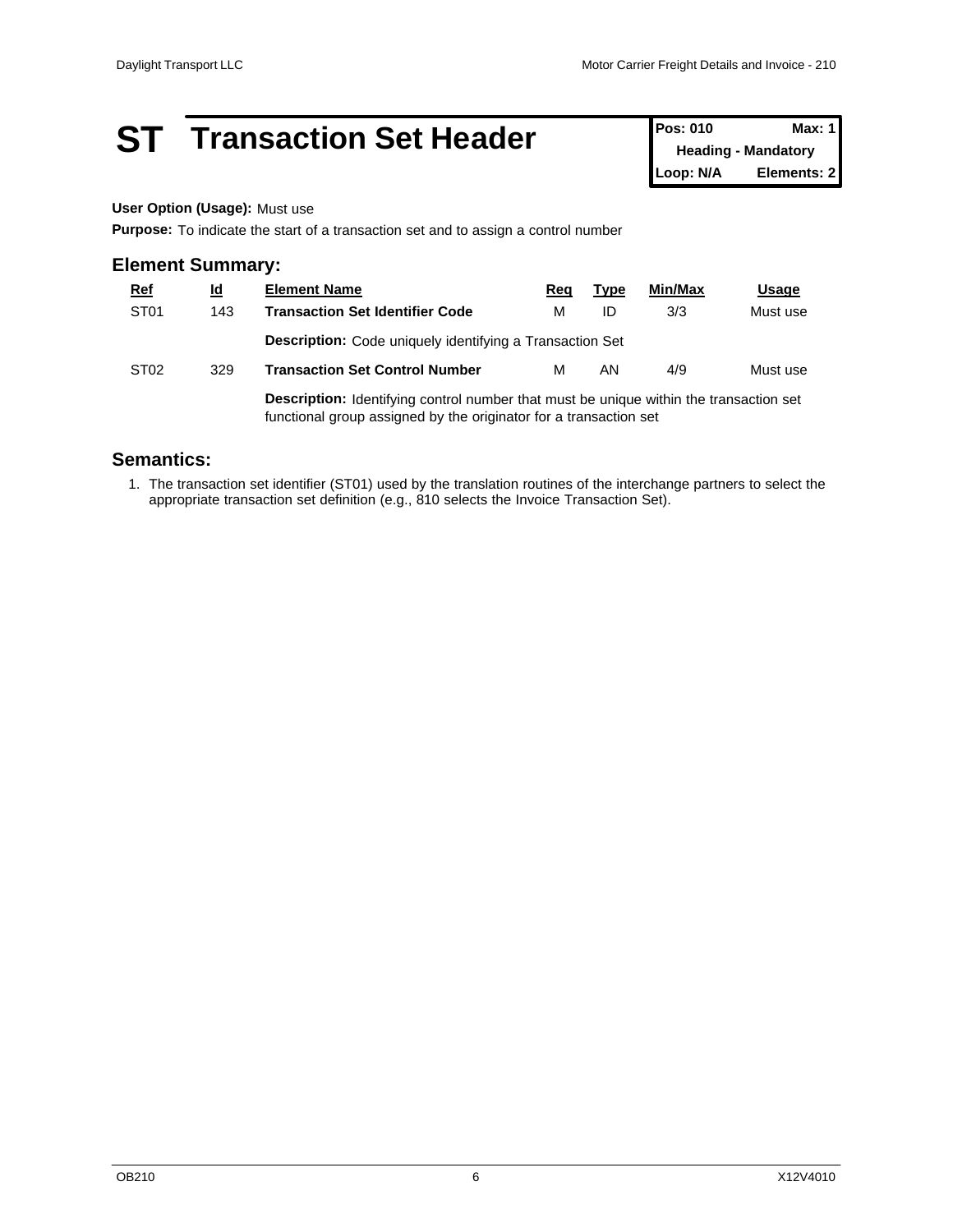# ST Transaction Set Header

| Pos: 010 | Max: 1 |
|---|---|
| Heading - Mandatory | |
| Loop: N/A | Elements: 2 |

**User Option (Usage):** Must use

**Purpose:** To indicate the start of a transaction set and to assign a control number

## Element Summary:

| Ref | Id | Element Name | Req | Type | Min/Max | Usage |
|---|---|---|---|---|---|---|
| ST01 | 143 | **Transaction Set Identifier Code** | M | ID | 3/3 | Must use |
| | | **Description:** Code uniquely identifying a Transaction Set | | | | |
| ST02 | 329 | **Transaction Set Control Number** | M | AN | 4/9 | Must use |
| | | **Description:** Identifying control number that must be unique within the transaction set functional group assigned by the originator for a transaction set | | | | |

## Semantics:

1. The transaction set identifier (ST01) used by the translation routines of the interchange partners to select the appropriate transaction set definition (e.g., 810 selects the Invoice Transaction Set).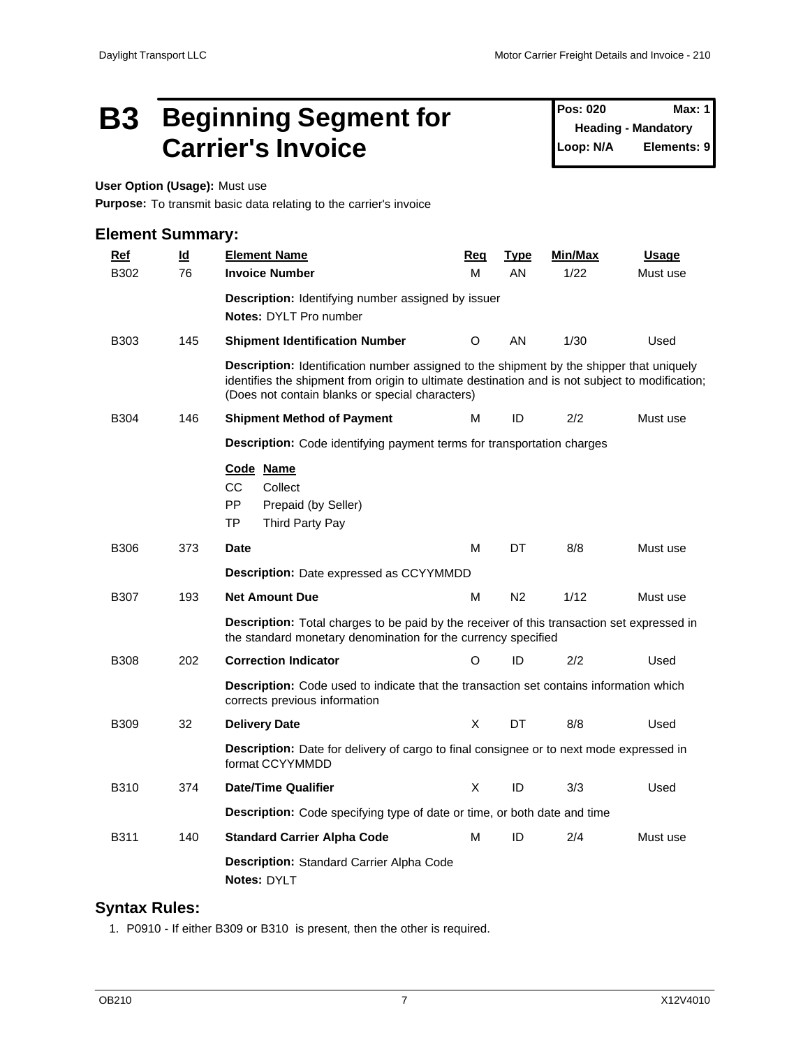# B3 Beginning Segment for Carrier's Invoice

**Pos: 020** **Max: 1**
**Heading - Mandatory**
**Loop: N/A** **Elements: 9**

**User Option (Usage):** Must use

**Purpose:** To transmit basic data relating to the carrier's invoice

## Element Summary:

| Ref | Id | Element Name | Req | Type | Min/Max | Usage |
|---|---|---|---|---|---|---|
| B302 | 76 | **Invoice Number** | M | AN | 1/22 | Must use |
| | | **Description:** Identifying number assigned by issuer<br>**Notes:** DYLT Pro number | | | | |
| B303 | 145 | **Shipment Identification Number** | O | AN | 1/30 | Used |
| | | **Description:** Identification number assigned to the shipment by the shipper that uniquely identifies the shipment from origin to ultimate destination and is not subject to modification; (Does not contain blanks or special characters) | | | | |
| B304 | 146 | **Shipment Method of Payment** | M | ID | 2/2 | Must use |
| | | **Description:** Code identifying payment terms for transportation charges<br>**Code Name**<br>CC Collect<br>PP Prepaid (by Seller)<br>TP Third Party Pay | | | | |
| B306 | 373 | **Date** | M | DT | 8/8 | Must use |
| | | **Description:** Date expressed as CCYYMMDD | | | | |
| B307 | 193 | **Net Amount Due** | M | N2 | 1/12 | Must use |
| | | **Description:** Total charges to be paid by the receiver of this transaction set expressed in the standard monetary denomination for the currency specified | | | | |
| B308 | 202 | **Correction Indicator** | O | ID | 2/2 | Used |
| | | **Description:** Code used to indicate that the transaction set contains information which corrects previous information | | | | |
| B309 | 32 | **Delivery Date** | X | DT | 8/8 | Used |
| | | **Description:** Date for delivery of cargo to final consignee or to next mode expressed in format CCYYMMDD | | | | |
| B310 | 374 | **Date/Time Qualifier** | X | ID | 3/3 | Used |
| | | **Description:** Code specifying type of date or time, or both date and time | | | | |
| B311 | 140 | **Standard Carrier Alpha Code** | M | ID | 2/4 | Must use |
| | | **Description:** Standard Carrier Alpha Code<br>**Notes:** DYLT | | | | |

## Syntax Rules:

1. P0910 - If either B309 or B310 is present, then the other is required.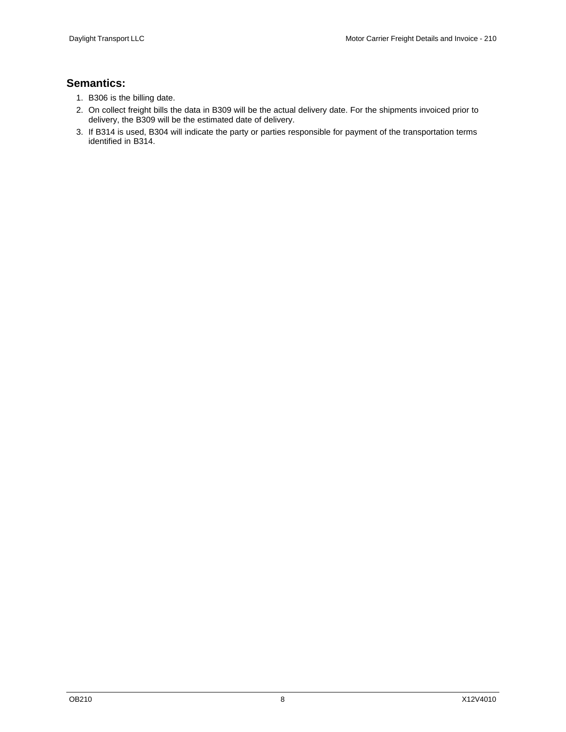## Semantics:

1. B306 is the billing date.
2. On collect freight bills the data in B309 will be the actual delivery date. For the shipments invoiced prior to delivery, the B309 will be the estimated date of delivery.
3. If B314 is used, B304 will indicate the party or parties responsible for payment of the transportation terms identified in B314.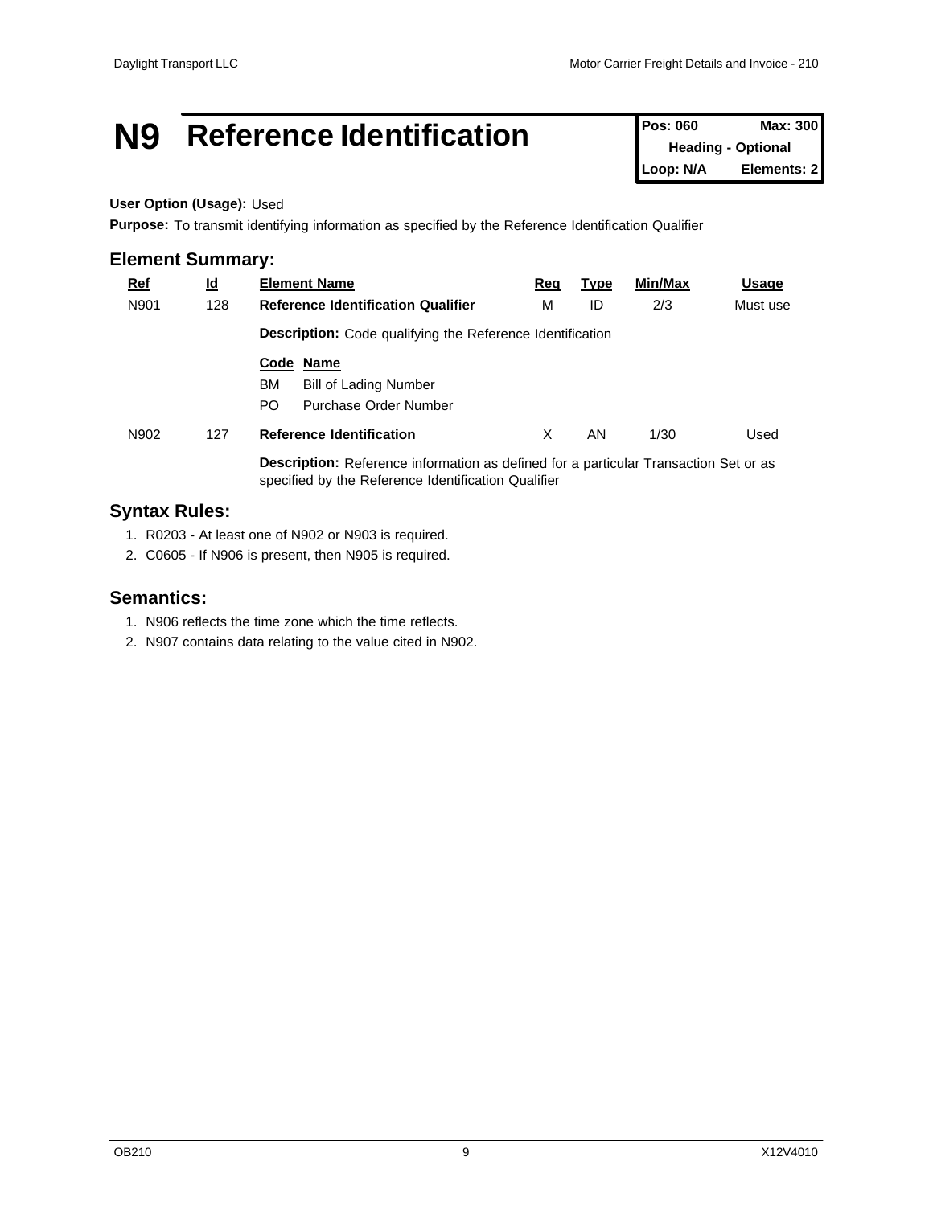# N9 Reference Identification

| Pos: 060 | Max: 300 |
|---|---|
| Heading - Optional | |
| Loop: N/A | Elements: 2 |

**User Option (Usage):** Used

**Purpose:** To transmit identifying information as specified by the Reference Identification Qualifier

## Element Summary:

| Ref | Id | Element Name | Req | Type | Min/Max | Usage |
|---|---|---|---|---|---|---|
| N901 | 128 | **Reference Identification Qualifier** | M | ID | 2/3 | Must use |
| | | **Description:** Code qualifying the Reference Identification | | | | |
| | | **Code** **Name** | | | | |
| | | BM Bill of Lading Number | | | | |
| | | PO Purchase Order Number | | | | |
| N902 | 127 | **Reference Identification** | X | AN | 1/30 | Used |
| | | **Description:** Reference information as defined for a particular Transaction Set or as specified by the Reference Identification Qualifier | | | | |

## Syntax Rules:

1. R0203 - At least one of N902 or N903 is required.
2. C0605 - If N906 is present, then N905 is required.

## Semantics:

1. N906 reflects the time zone which the time reflects.
2. N907 contains data relating to the value cited in N902.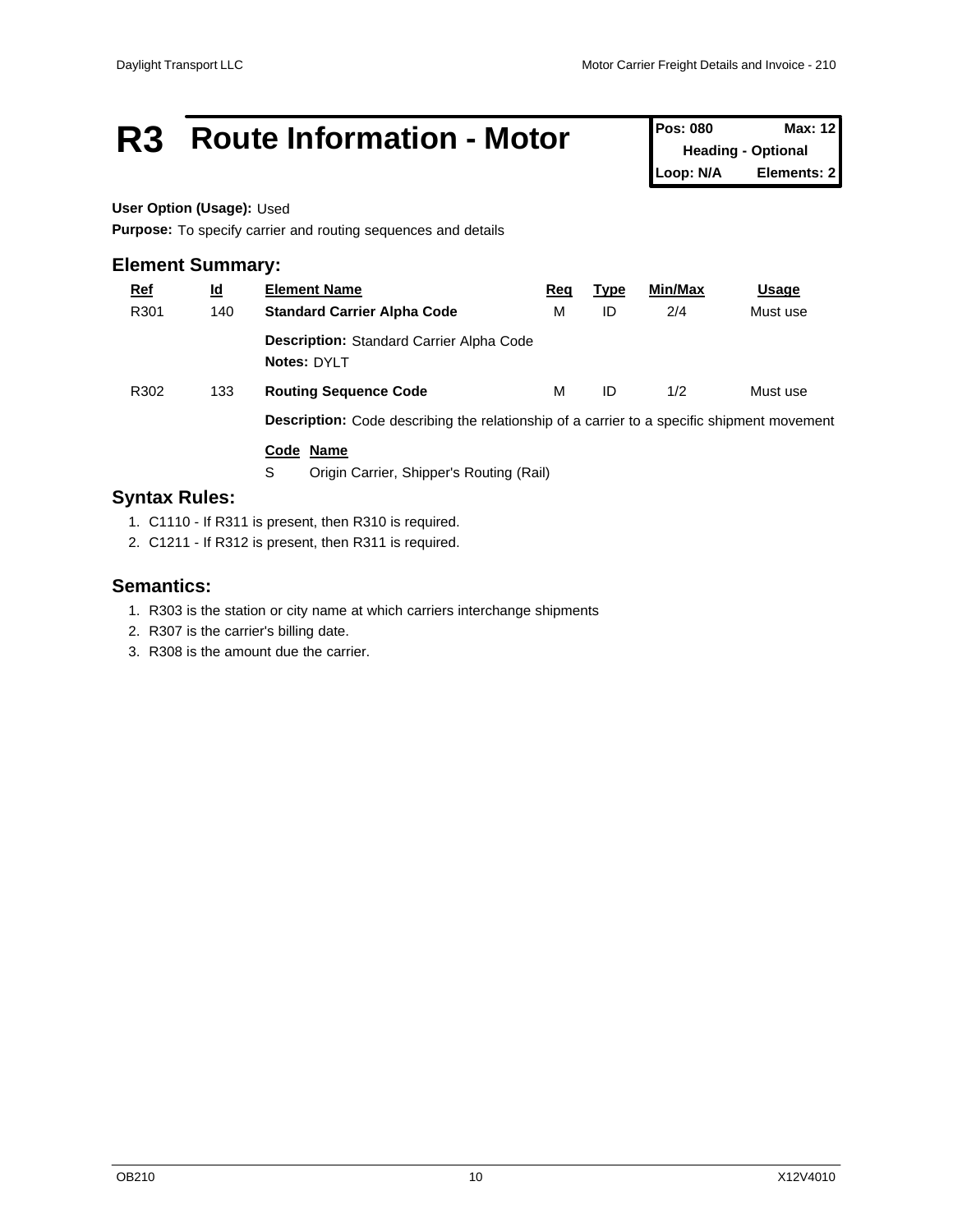# R3 Route Information - Motor

| Pos: 080 | Max: 12 |
| --- | --- |
| Heading - Optional | |
| Loop: N/A | Elements: 2 |

**User Option (Usage):** Used

**Purpose:** To specify carrier and routing sequences and details

## Element Summary:

| Ref | Id | Element Name | Req | Type | Min/Max | Usage |
| --- | --- | --- | --- | --- | --- | --- |
| R301 | 140 | **Standard Carrier Alpha Code** | M | ID | 2/4 | Must use |
| | | **Description:** Standard Carrier Alpha Code<br>**Notes:** DYLT | | | | |
| R302 | 133 | **Routing Sequence Code** | M | ID | 1/2 | Must use |
| | | **Description:** Code describing the relationship of a carrier to a specific shipment movement | | | | |

| Code | Name |
| --- | --- |
| S | Origin Carrier, Shipper's Routing (Rail) |

## Syntax Rules:

1. C1110 - If R311 is present, then R310 is required.
2. C1211 - If R312 is present, then R311 is required.

## Semantics:

1. R303 is the station or city name at which carriers interchange shipments
2. R307 is the carrier's billing date.
3. R308 is the amount due the carrier.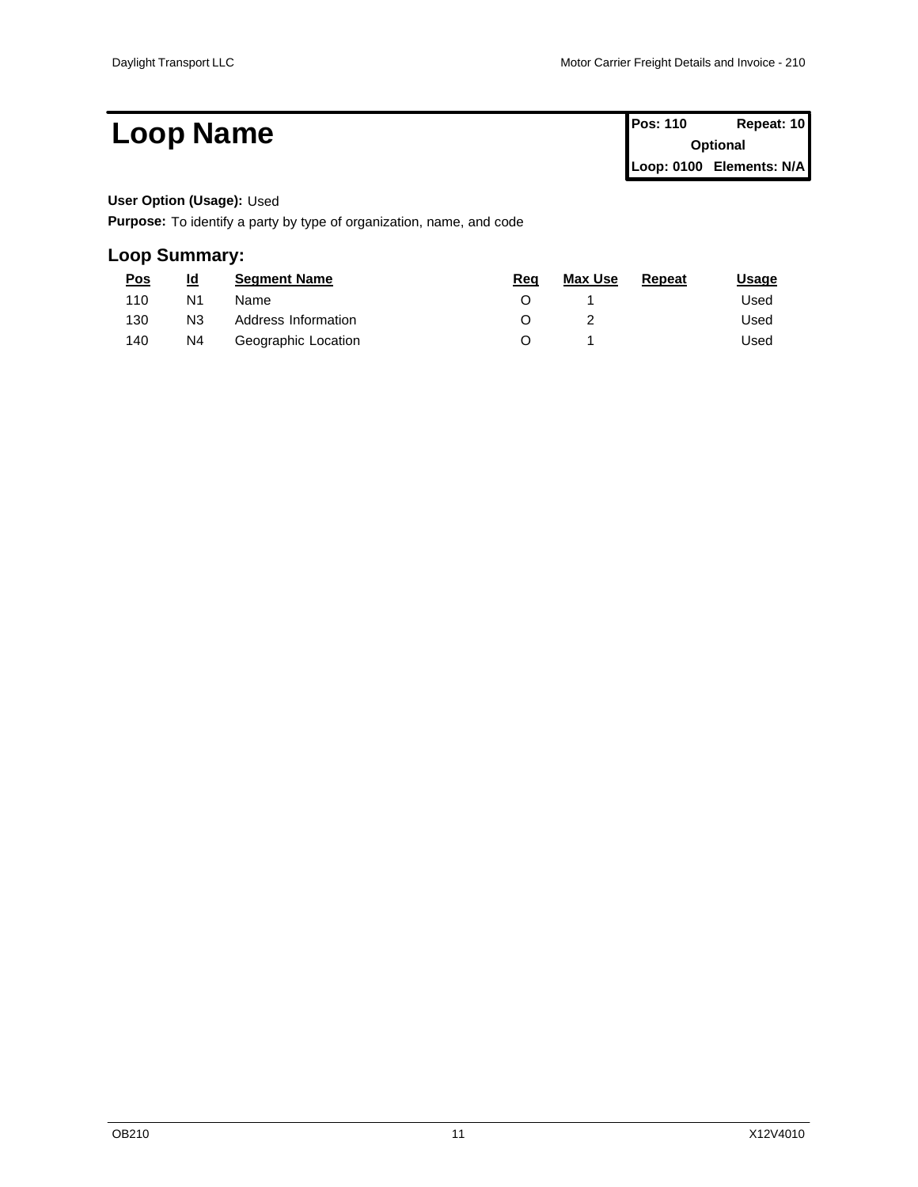# Loop Name

| Pos: 110 | Repeat: 10 |
| --- | --- |
| Optional | |
| Loop: 0100 | Elements: N/A |

**User Option (Usage):** Used

**Purpose:** To identify a party by type of organization, name, and code

## Loop Summary:

| Pos | Id | Segment Name | Req | Max Use | Repeat | Usage |
| --- | --- | --- | --- | --- | --- | --- |
| 110 | N1 | Name | O | 1 | | Used |
| 130 | N3 | Address Information | O | 2 | | Used |
| 140 | N4 | Geographic Location | O | 1 | | Used |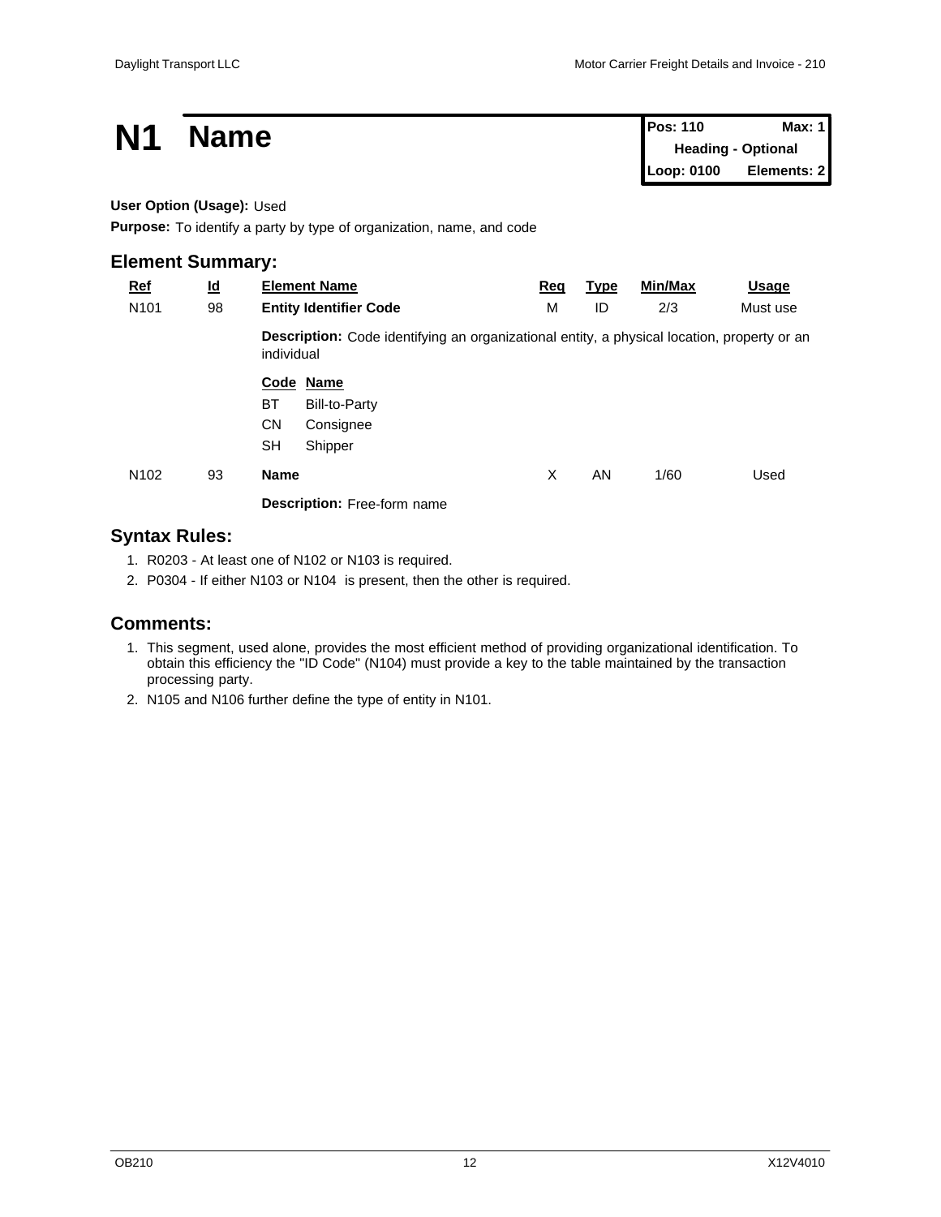# N1 Name

| Pos: 110 | Max: 1 |
|---|---|
| Heading - Optional | |
| Loop: 0100 | Elements: 2 |

**User Option (Usage):** Used

**Purpose:** To identify a party by type of organization, name, and code

## Element Summary:

| Ref | Id | Element Name | Req | Type | Min/Max | Usage |
|---|---|---|---|---|---|---|
| N101 | 98 | **Entity Identifier Code** | M | ID | 2/3 | Must use |
| | | **Description:** Code identifying an organizational entity, a physical location, property or an individual | | | | |
| | | **Code** **Name**<br>BT Bill-to-Party<br>CN Consignee<br>SH Shipper | | | | |
| N102 | 93 | **Name** | X | AN | 1/60 | Used |
| | | **Description:** Free-form name | | | | |

## Syntax Rules:

1. R0203 - At least one of N102 or N103 is required.
2. P0304 - If either N103 or N104 is present, then the other is required.

## Comments:

1. This segment, used alone, provides the most efficient method of providing organizational identification. To obtain this efficiency the "ID Code" (N104) must provide a key to the table maintained by the transaction processing party.
2. N105 and N106 further define the type of entity in N101.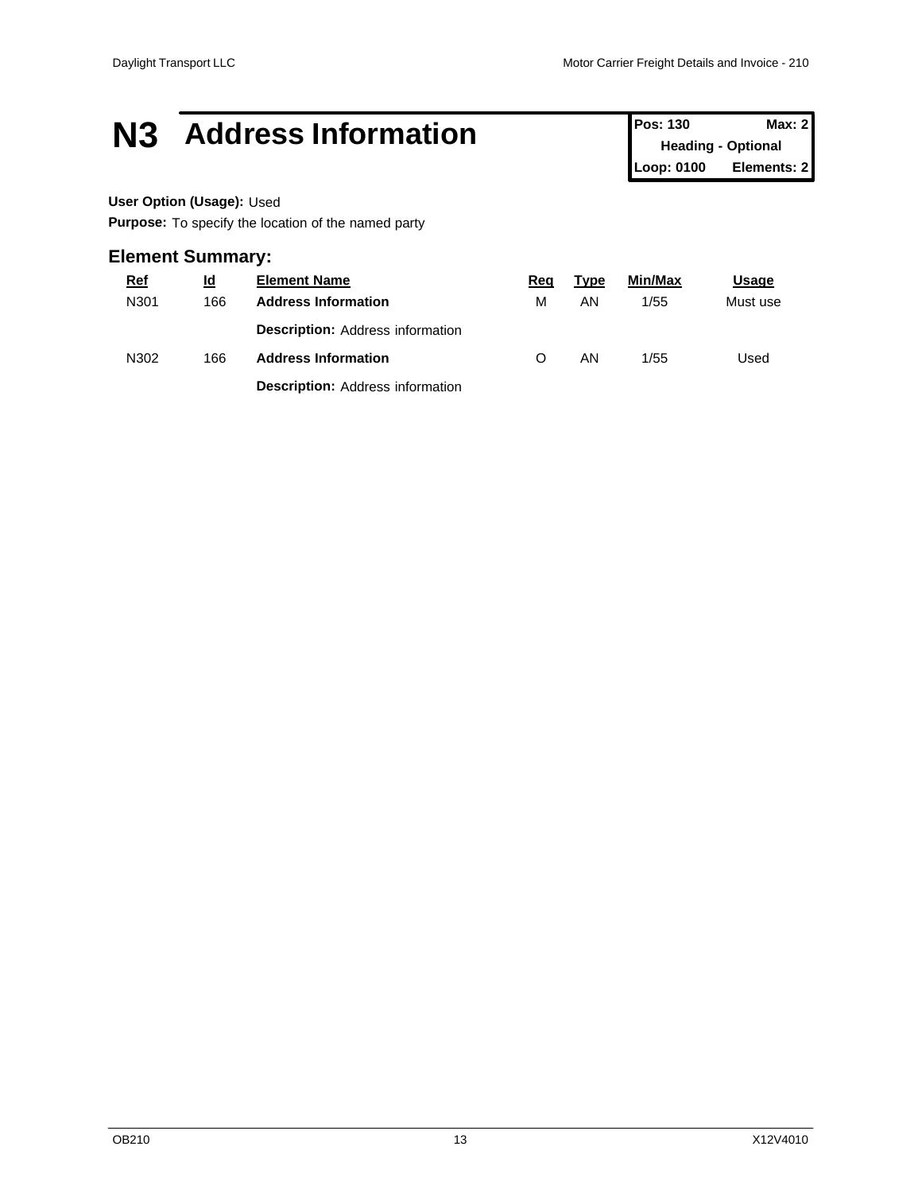# N3 Address Information

| Pos: 130 | Max: 2 |
| --- | --- |
| Heading - Optional | |
| Loop: 0100 | Elements: 2 |

**User Option (Usage):** Used

**Purpose:** To specify the location of the named party

## Element Summary:

| Ref | Id | Element Name | Req | Type | Min/Max | Usage |
| --- | --- | --- | --- | --- | --- | --- |
| N301 | 166 | **Address Information** | M | AN | 1/55 | Must use |
| | | **Description:** Address information | | | | |
| N302 | 166 | **Address Information** | O | AN | 1/55 | Used |
| | | **Description:** Address information | | | | |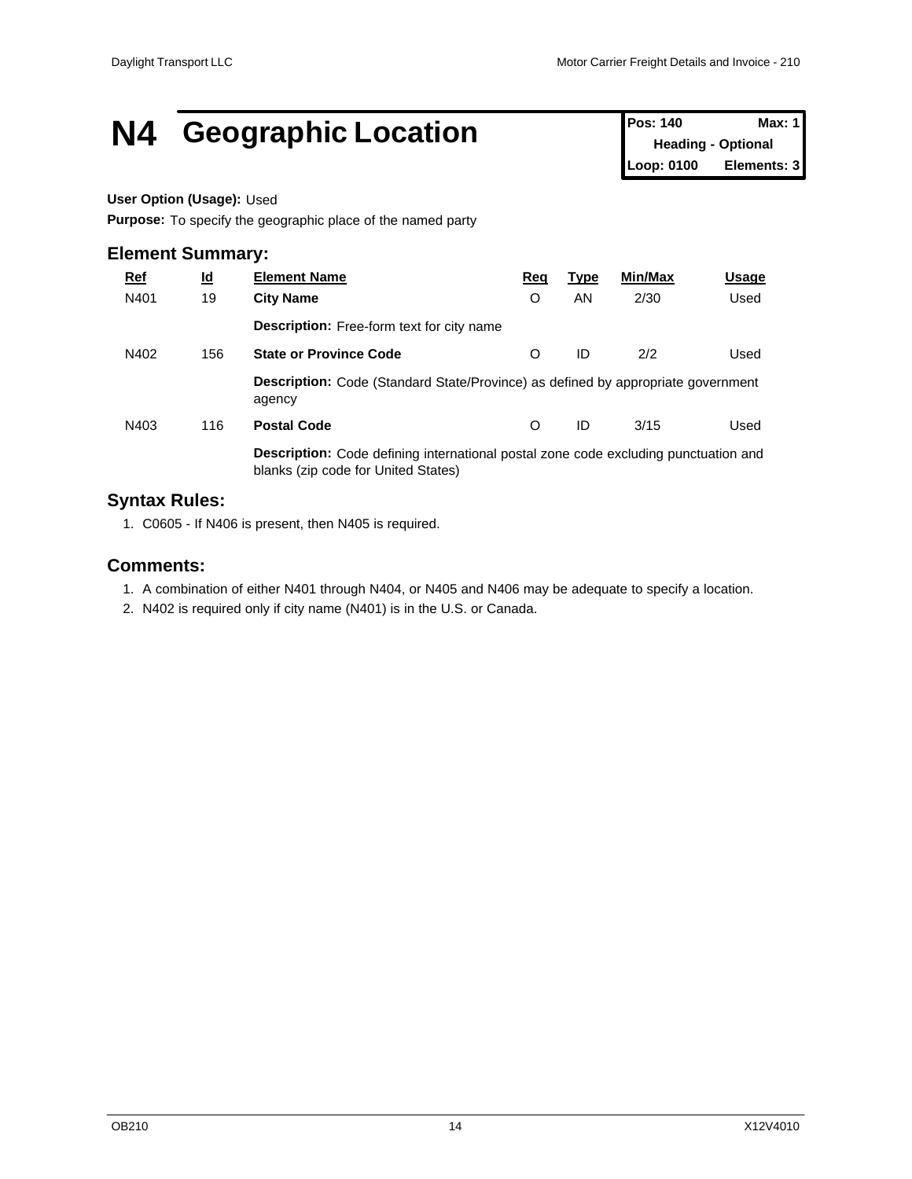# N4 Geographic Location

| Pos: 140 | Max: 1 |
| --- | --- |
| Heading - Optional | |
| Loop: 0100 | Elements: 3 |

**User Option (Usage):** Used

**Purpose:** To specify the geographic place of the named party

## Element Summary:

| Ref | Id | Element Name | Req | Type | Min/Max | Usage |
| --- | --- | --- | --- | --- | --- | --- |
| N401 | 19 | **City Name** | O | AN | 2/30 | Used |
| | | **Description:** Free-form text for city name | | | | |
| N402 | 156 | **State or Province Code** | O | ID | 2/2 | Used |
| | | **Description:** Code (Standard State/Province) as defined by appropriate government agency | | | | |
| N403 | 116 | **Postal Code** | O | ID | 3/15 | Used |
| | | **Description:** Code defining international postal zone code excluding punctuation and blanks (zip code for United States) | | | | |

## Syntax Rules:

1. C0605 - If N406 is present, then N405 is required.

## Comments:

1. A combination of either N401 through N404, or N405 and N406 may be adequate to specify a location.
2. N402 is required only if city name (N401) is in the U.S. or Canada.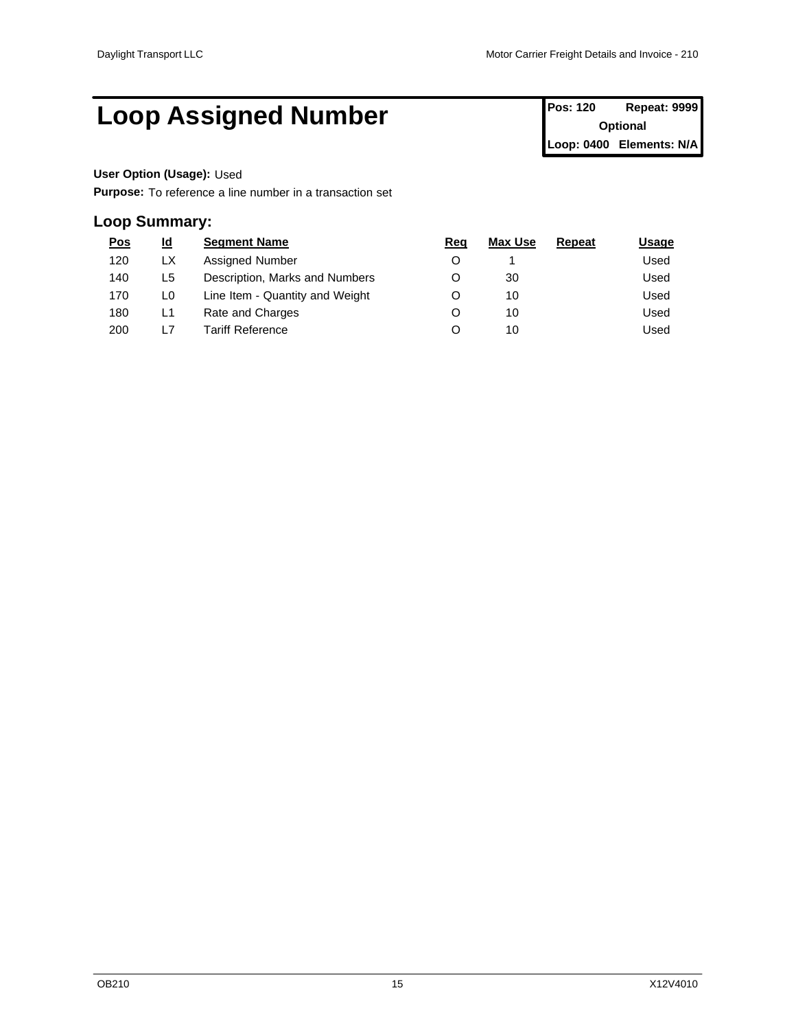# Loop Assigned Number

| Pos: 120 | Repeat: 9999 |
|---|---|
| Optional | |
| Loop: 0400 | Elements: N/A |

**User Option (Usage):** Used

**Purpose:** To reference a line number in a transaction set

## Loop Summary:

| Pos | Id | Segment Name | Req | Max Use | Repeat | Usage |
|---|---|---|---|---|---|---|
| 120 | LX | Assigned Number | O | 1 | | Used |
| 140 | L5 | Description, Marks and Numbers | O | 30 | | Used |
| 170 | L0 | Line Item - Quantity and Weight | O | 10 | | Used |
| 180 | L1 | Rate and Charges | O | 10 | | Used |
| 200 | L7 | Tariff Reference | O | 10 | | Used |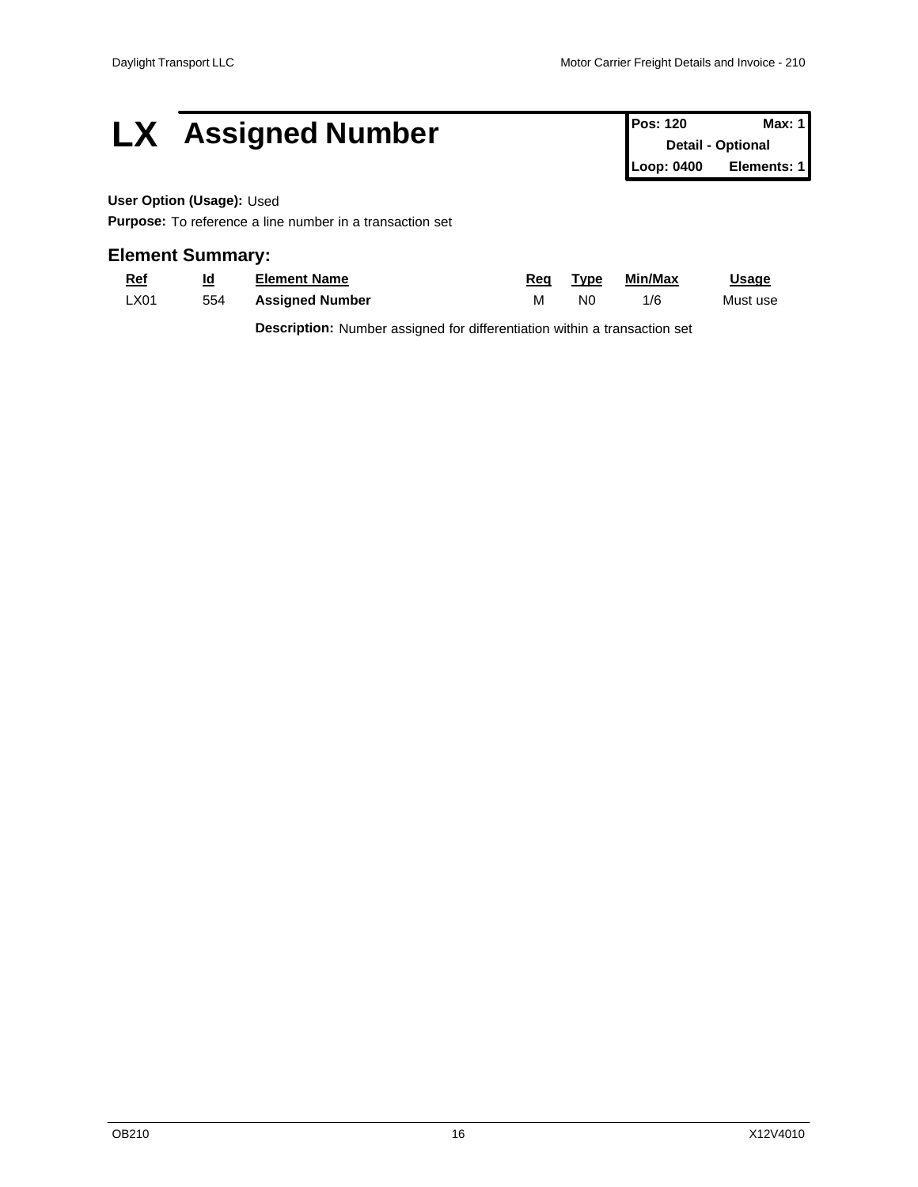# LX Assigned Number

| Pos: 120 | Max: 1 |
| --- | --- |
| Detail - Optional | |
| Loop: 0400 | Elements: 1 |

**User Option (Usage):** Used

**Purpose:** To reference a line number in a transaction set

## Element Summary:

| Ref | Id | Element Name | Req | Type | Min/Max | Usage |
| --- | --- | --- | --- | --- | --- | --- |
| LX01 | 554 | **Assigned Number** | M | N0 | 1/6 | Must use |

**Description:** Number assigned for differentiation within a transaction set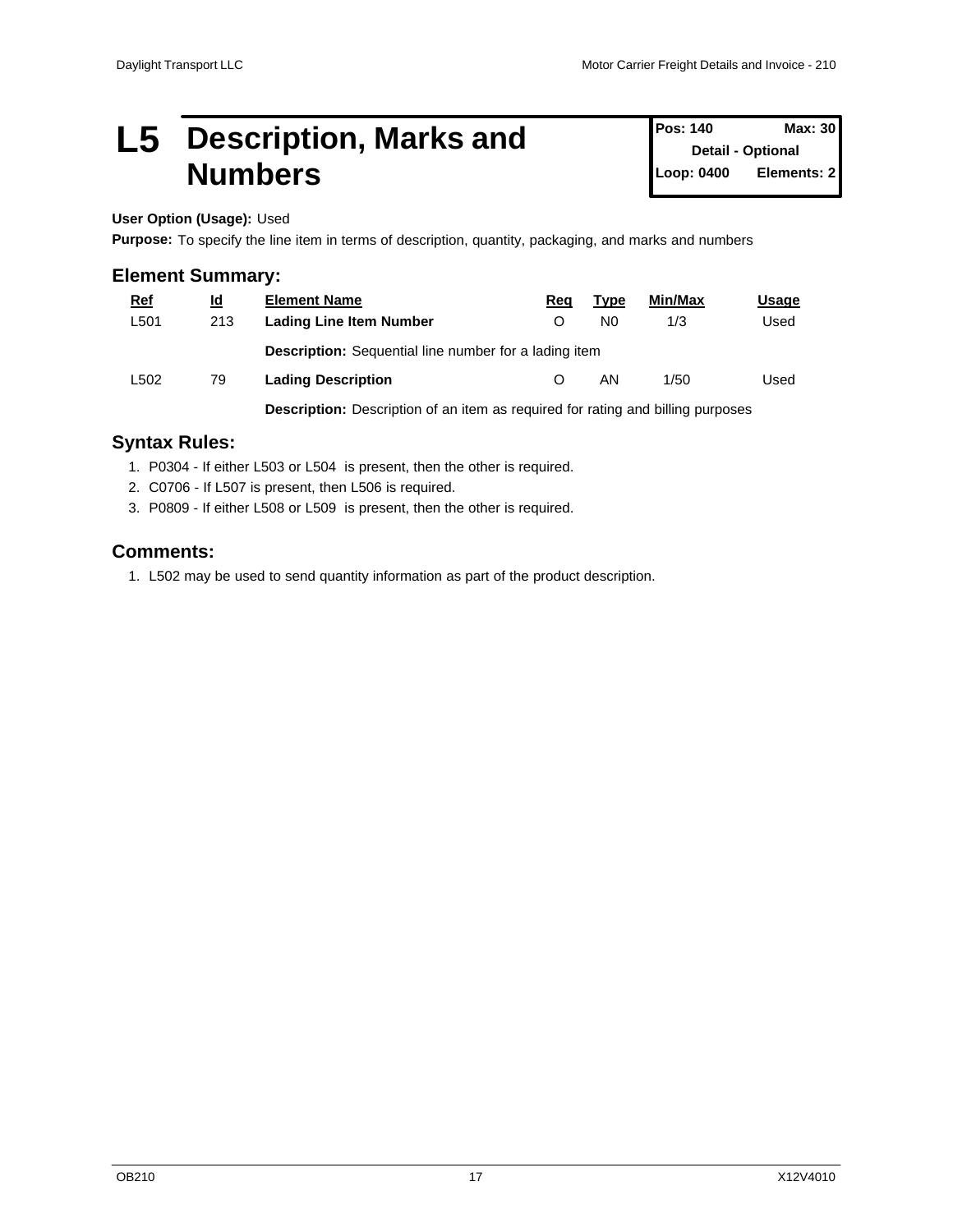# L5 Description, Marks and Numbers

| Pos: 140 | Max: 30 |
|---|---|
| Detail - Optional | |
| Loop: 0400 | Elements: 2 |

**User Option (Usage):** Used

**Purpose:** To specify the line item in terms of description, quantity, packaging, and marks and numbers

## Element Summary:

| Ref | Id | Element Name | Req | Type | Min/Max | Usage |
|---|---|---|---|---|---|---|
| L501 | 213 | **Lading Line Item Number** | O | N0 | 1/3 | Used |
| | | **Description:** Sequential line number for a lading item | | | | |
| L502 | 79 | **Lading Description** | O | AN | 1/50 | Used |
| | | **Description:** Description of an item as required for rating and billing purposes | | | | |

## Syntax Rules:

1. P0304 - If either L503 or L504 is present, then the other is required.
2. C0706 - If L507 is present, then L506 is required.
3. P0809 - If either L508 or L509 is present, then the other is required.

## Comments:

1. L502 may be used to send quantity information as part of the product description.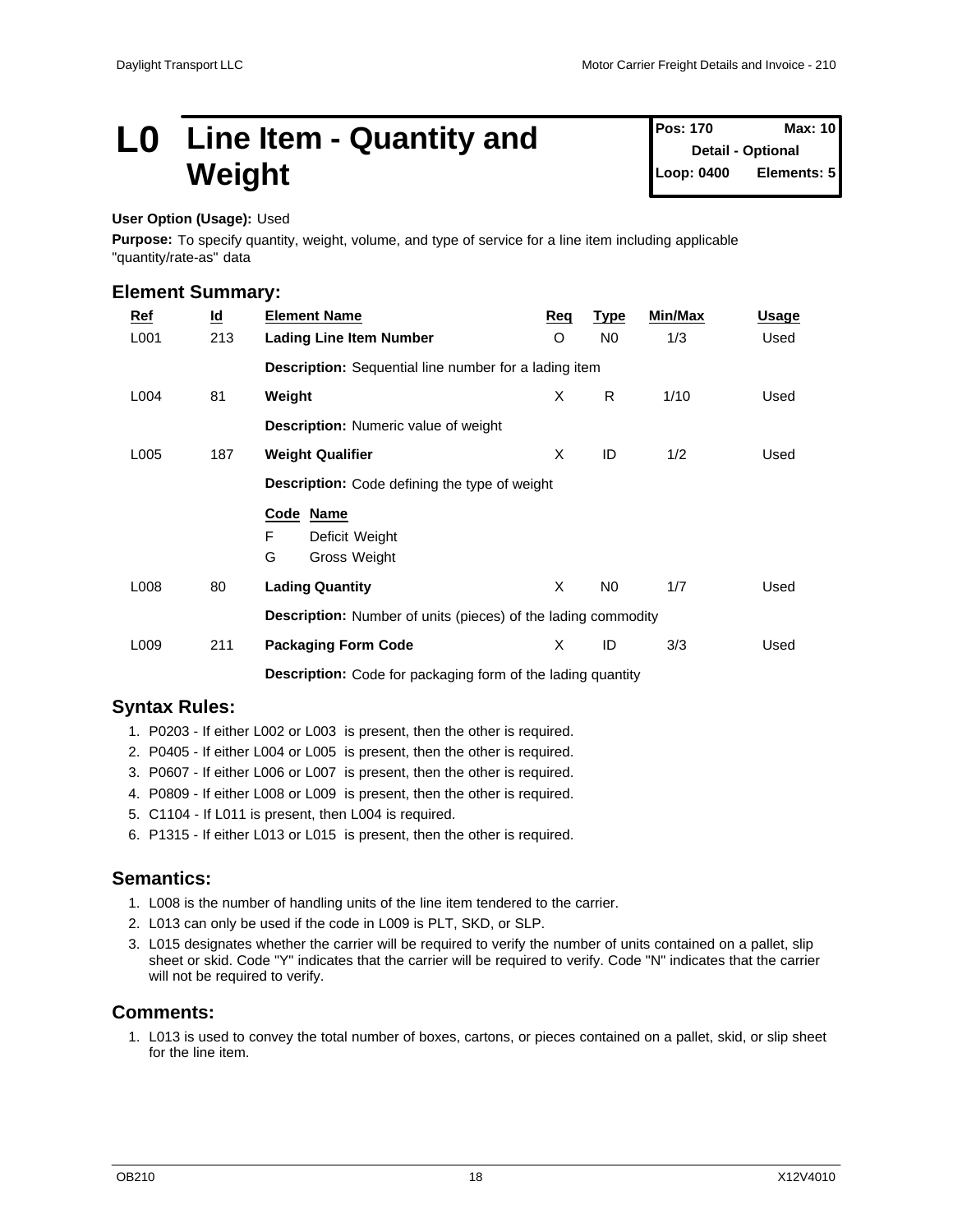# L0 Line Item - Quantity and Weight

| Pos: 170 | Max: 10 |
|---|---|
| Detail - Optional | |
| Loop: 0400 | Elements: 5 |

**User Option (Usage):** Used

**Purpose:** To specify quantity, weight, volume, and type of service for a line item including applicable "quantity/rate-as" data

## Element Summary:

| Ref | Id | Element Name | Req | Type | Min/Max | Usage |
|---|---|---|---|---|---|---|
| L001 | 213 | **Lading Line Item Number** | O | N0 | 1/3 | Used |
| | | **Description:** Sequential line number for a lading item | | | | |
| L004 | 81 | **Weight** | X | R | 1/10 | Used |
| | | **Description:** Numeric value of weight | | | | |
| L005 | 187 | **Weight Qualifier** | X | ID | 1/2 | Used |
| | | **Description:** Code defining the type of weight | | | | |
| | | **Code Name**<br>F Deficit Weight<br>G Gross Weight | | | | |
| L008 | 80 | **Lading Quantity** | X | N0 | 1/7 | Used |
| | | **Description:** Number of units (pieces) of the lading commodity | | | | |
| L009 | 211 | **Packaging Form Code** | X | ID | 3/3 | Used |
| | | **Description:** Code for packaging form of the lading quantity | | | | |

## Syntax Rules:

1. P0203 - If either L002 or L003 is present, then the other is required.
2. P0405 - If either L004 or L005 is present, then the other is required.
3. P0607 - If either L006 or L007 is present, then the other is required.
4. P0809 - If either L008 or L009 is present, then the other is required.
5. C1104 - If L011 is present, then L004 is required.
6. P1315 - If either L013 or L015 is present, then the other is required.

## Semantics:

1. L008 is the number of handling units of the line item tendered to the carrier.
2. L013 can only be used if the code in L009 is PLT, SKD, or SLP.
3. L015 designates whether the carrier will be required to verify the number of units contained on a pallet, slip sheet or skid. Code "Y" indicates that the carrier will be required to verify. Code "N" indicates that the carrier will not be required to verify.

## Comments:

1. L013 is used to convey the total number of boxes, cartons, or pieces contained on a pallet, skid, or slip sheet for the line item.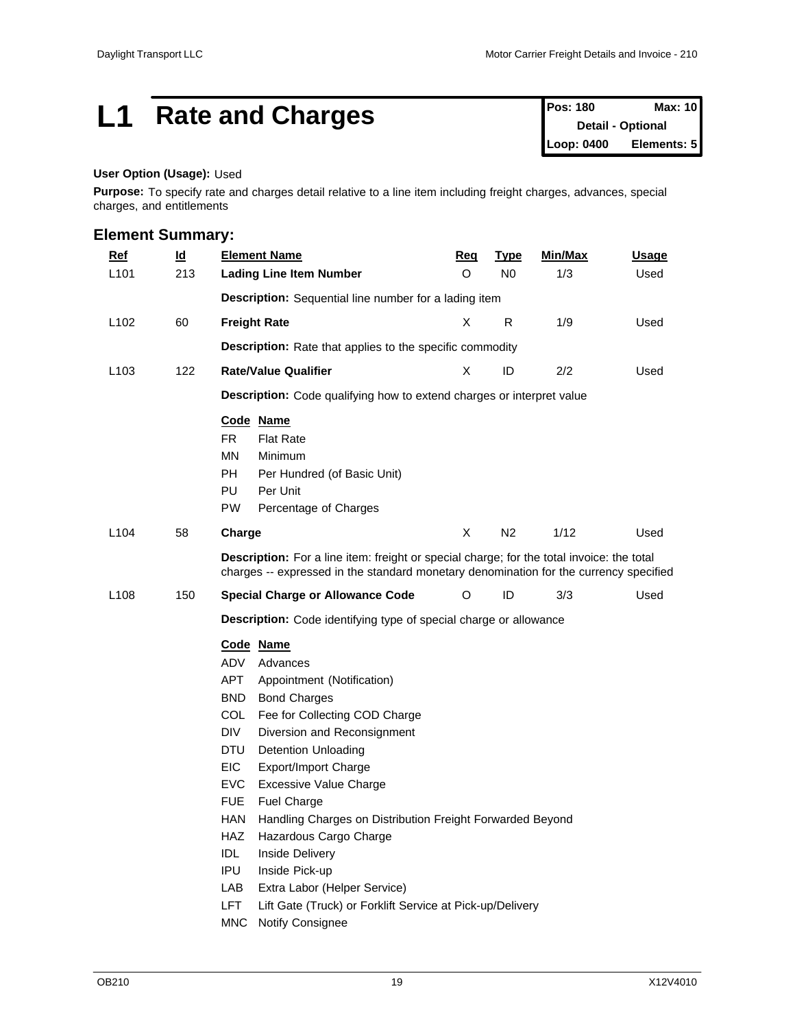# L1 Rate and Charges

| Pos: 180 | Max: 10 |
|---|---|
| Detail - Optional | |
| Loop: 0400 | Elements: 5 |

**User Option (Usage):** Used

**Purpose:** To specify rate and charges detail relative to a line item including freight charges, advances, special charges, and entitlements

## Element Summary:

| Ref | Id | Element Name | Req | Type | Min/Max | Usage |
|---|---|---|---|---|---|---|
| L101 | 213 | **Lading Line Item Number** | O | N0 | 1/3 | Used |
| | | **Description:** Sequential line number for a lading item | | | | |
| L102 | 60 | **Freight Rate** | X | R | 1/9 | Used |
| | | **Description:** Rate that applies to the specific commodity | | | | |
| L103 | 122 | **Rate/Value Qualifier** | X | ID | 2/2 | Used |
| | | **Description:** Code qualifying how to extend charges or interpret value | | | | |
| L104 | 58 | **Charge** | X | N2 | 1/12 | Used |
| | | **Description:** For a line item: freight or special charge; for the total invoice: the total charges -- expressed in the standard monetary denomination for the currency specified | | | | |
| L108 | 150 | **Special Charge or Allowance Code** | O | ID | 3/3 | Used |
| | | **Description:** Code identifying type of special charge or allowance | | | | |

**L103 Codes:**

| Code | Name |
|---|---|
| FR | Flat Rate |
| MN | Minimum |
| PH | Per Hundred (of Basic Unit) |
| PU | Per Unit |
| PW | Percentage of Charges |

**L108 Codes:**

| Code | Name |
|---|---|
| ADV | Advances |
| APT | Appointment (Notification) |
| BND | Bond Charges |
| COL | Fee for Collecting COD Charge |
| DIV | Diversion and Reconsignment |
| DTU | Detention Unloading |
| EIC | Export/Import Charge |
| EVC | Excessive Value Charge |
| FUE | Fuel Charge |
| HAN | Handling Charges on Distribution Freight Forwarded Beyond |
| HAZ | Hazardous Cargo Charge |
| IDL | Inside Delivery |
| IPU | Inside Pick-up |
| LAB | Extra Labor (Helper Service) |
| LFT | Lift Gate (Truck) or Forklift Service at Pick-up/Delivery |
| MNC | Notify Consignee |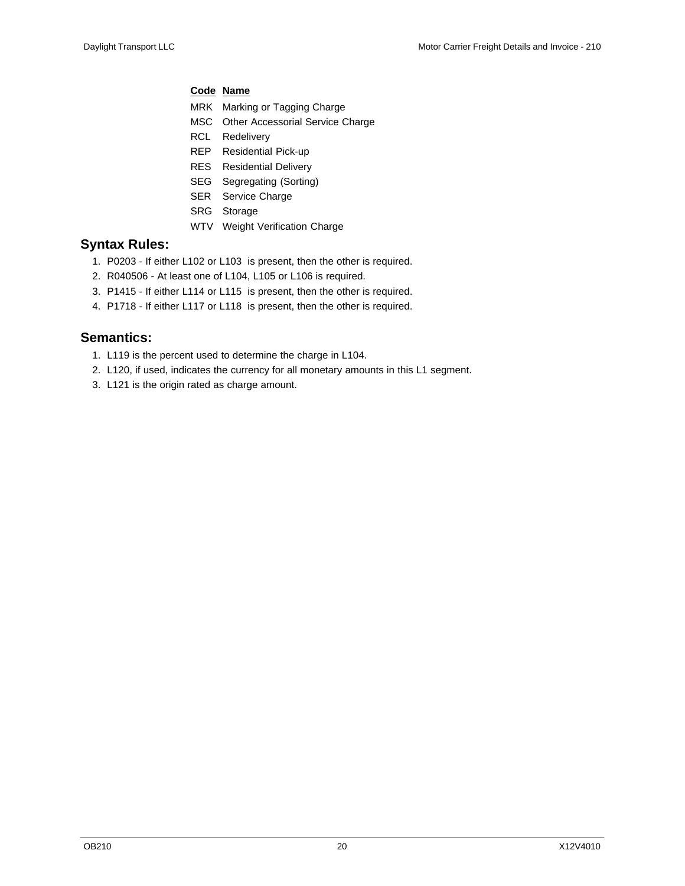| Code | Name |
| --- | --- |
| MRK | Marking or Tagging Charge |
| MSC | Other Accessorial Service Charge |
| RCL | Redelivery |
| REP | Residential Pick-up |
| RES | Residential Delivery |
| SEG | Segregating (Sorting) |
| SER | Service Charge |
| SRG | Storage |
| WTV | Weight Verification Charge |

## Syntax Rules:

1. P0203 - If either L102 or L103 is present, then the other is required.
2. R040506 - At least one of L104, L105 or L106 is required.
3. P1415 - If either L114 or L115 is present, then the other is required.
4. P1718 - If either L117 or L118 is present, then the other is required.

## Semantics:

1. L119 is the percent used to determine the charge in L104.
2. L120, if used, indicates the currency for all monetary amounts in this L1 segment.
3. L121 is the origin rated as charge amount.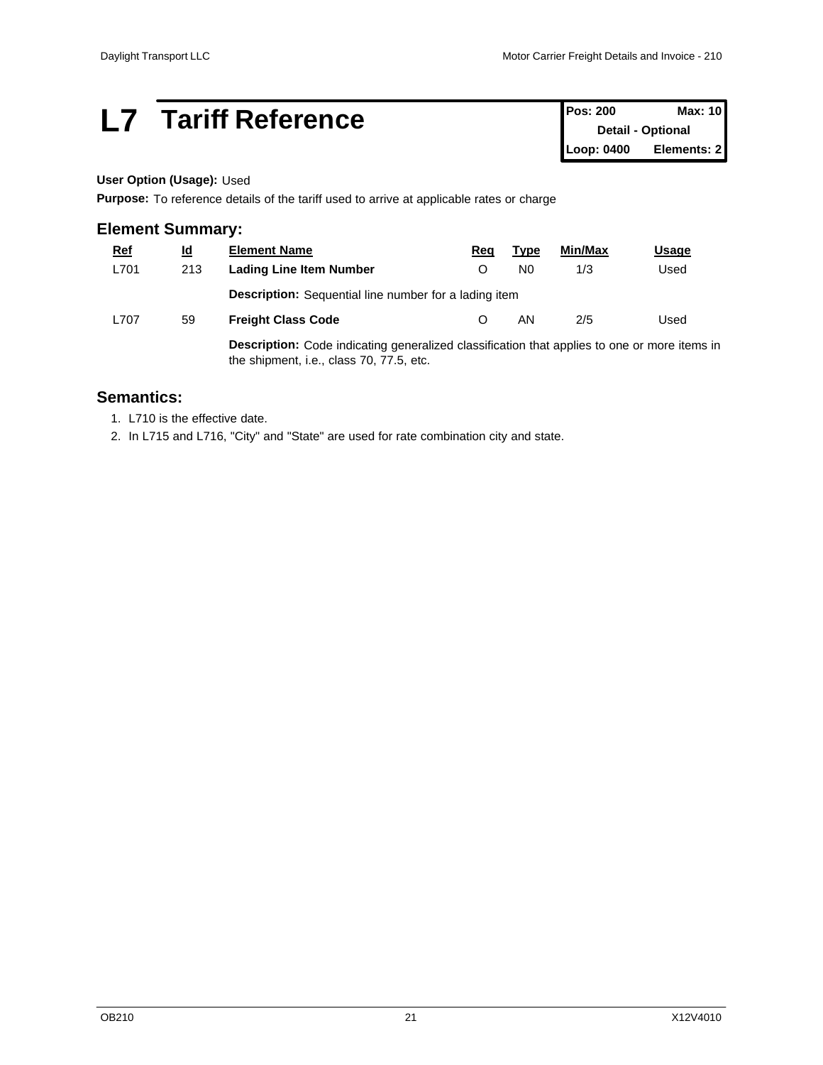# L7 Tariff Reference

| Pos: 200 | Max: 10 |
|---|---|
| Detail - Optional | |
| Loop: 0400 | Elements: 2 |

**User Option (Usage):** Used

**Purpose:** To reference details of the tariff used to arrive at applicable rates or charge

## Element Summary:

| Ref | Id | Element Name | Req | Type | Min/Max | Usage |
|---|---|---|---|---|---|---|
| L701 | 213 | **Lading Line Item Number** | O | N0 | 1/3 | Used |
| | | **Description:** Sequential line number for a lading item | | | | |
| L707 | 59 | **Freight Class Code** | O | AN | 2/5 | Used |
| | | **Description:** Code indicating generalized classification that applies to one or more items in the shipment, i.e., class 70, 77.5, etc. | | | | |

## Semantics:

1. L710 is the effective date.
2. In L715 and L716, "City" and "State" are used for rate combination city and state.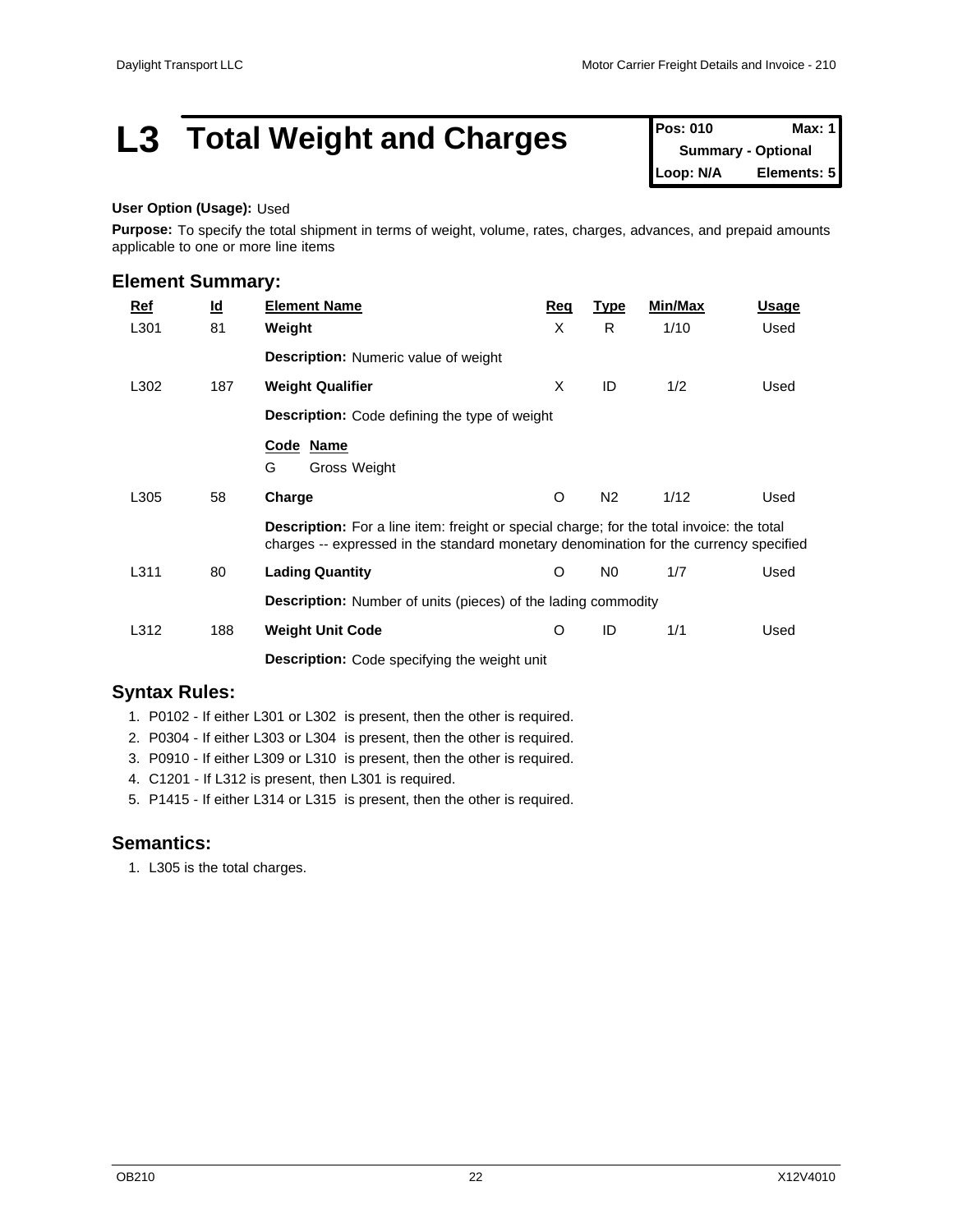# L3 Total Weight and Charges

| Pos: 010 | Max: 1 |
|---|---|
| Summary - Optional | |
| Loop: N/A | Elements: 5 |

**User Option (Usage):** Used

**Purpose:** To specify the total shipment in terms of weight, volume, rates, charges, advances, and prepaid amounts applicable to one or more line items

## Element Summary:

| Ref | Id | Element Name | Req | Type | Min/Max | Usage |
|---|---|---|---|---|---|---|
| L301 | 81 | **Weight** | X | R | 1/10 | Used |
| | | **Description:** Numeric value of weight | | | | |
| L302 | 187 | **Weight Qualifier** | X | ID | 1/2 | Used |
| | | **Description:** Code defining the type of weight | | | | |
| | | **Code Name**<br>G Gross Weight | | | | |
| L305 | 58 | **Charge** | O | N2 | 1/12 | Used |
| | | **Description:** For a line item: freight or special charge; for the total invoice: the total charges -- expressed in the standard monetary denomination for the currency specified | | | | |
| L311 | 80 | **Lading Quantity** | O | N0 | 1/7 | Used |
| | | **Description:** Number of units (pieces) of the lading commodity | | | | |
| L312 | 188 | **Weight Unit Code** | O | ID | 1/1 | Used |
| | | **Description:** Code specifying the weight unit | | | | |

## Syntax Rules:

1. P0102 - If either L301 or L302 is present, then the other is required.
2. P0304 - If either L303 or L304 is present, then the other is required.
3. P0910 - If either L309 or L310 is present, then the other is required.
4. C1201 - If L312 is present, then L301 is required.
5. P1415 - If either L314 or L315 is present, then the other is required.

## Semantics:

1. L305 is the total charges.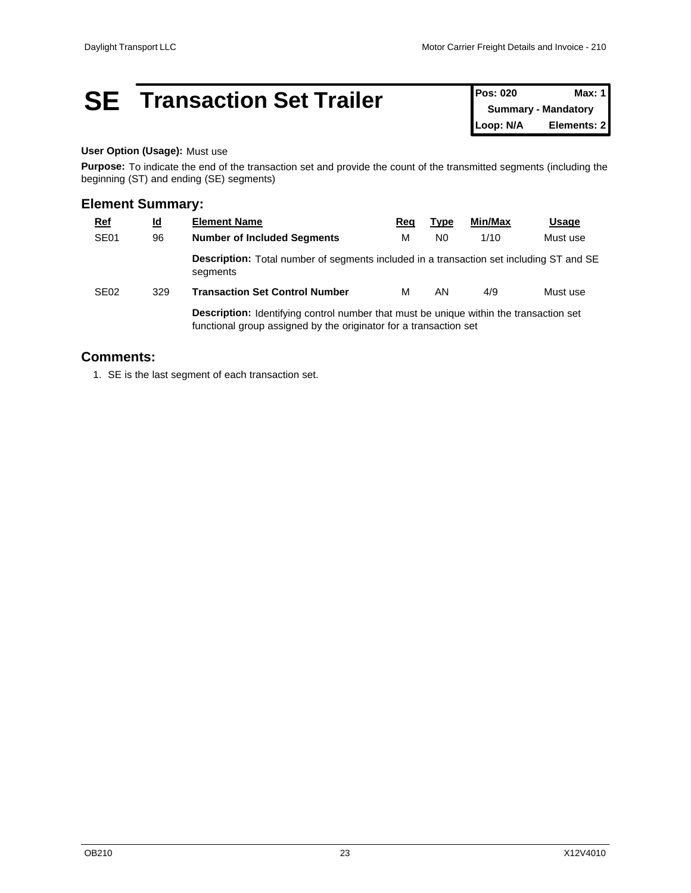# SE Transaction Set Trailer

| Pos: 020 | Max: 1 |
|---|---|
| Summary - Mandatory | |
| Loop: N/A | Elements: 2 |

**User Option (Usage):** Must use

**Purpose:** To indicate the end of the transaction set and provide the count of the transmitted segments (including the beginning (ST) and ending (SE) segments)

## Element Summary:

| Ref | Id | Element Name | Req | Type | Min/Max | Usage |
|---|---|---|---|---|---|---|
| SE01 | 96 | **Number of Included Segments** | M | N0 | 1/10 | Must use |
| | | **Description:** Total number of segments included in a transaction set including ST and SE segments | | | | |
| SE02 | 329 | **Transaction Set Control Number** | M | AN | 4/9 | Must use |
| | | **Description:** Identifying control number that must be unique within the transaction set functional group assigned by the originator for a transaction set | | | | |

## Comments:

1. SE is the last segment of each transaction set.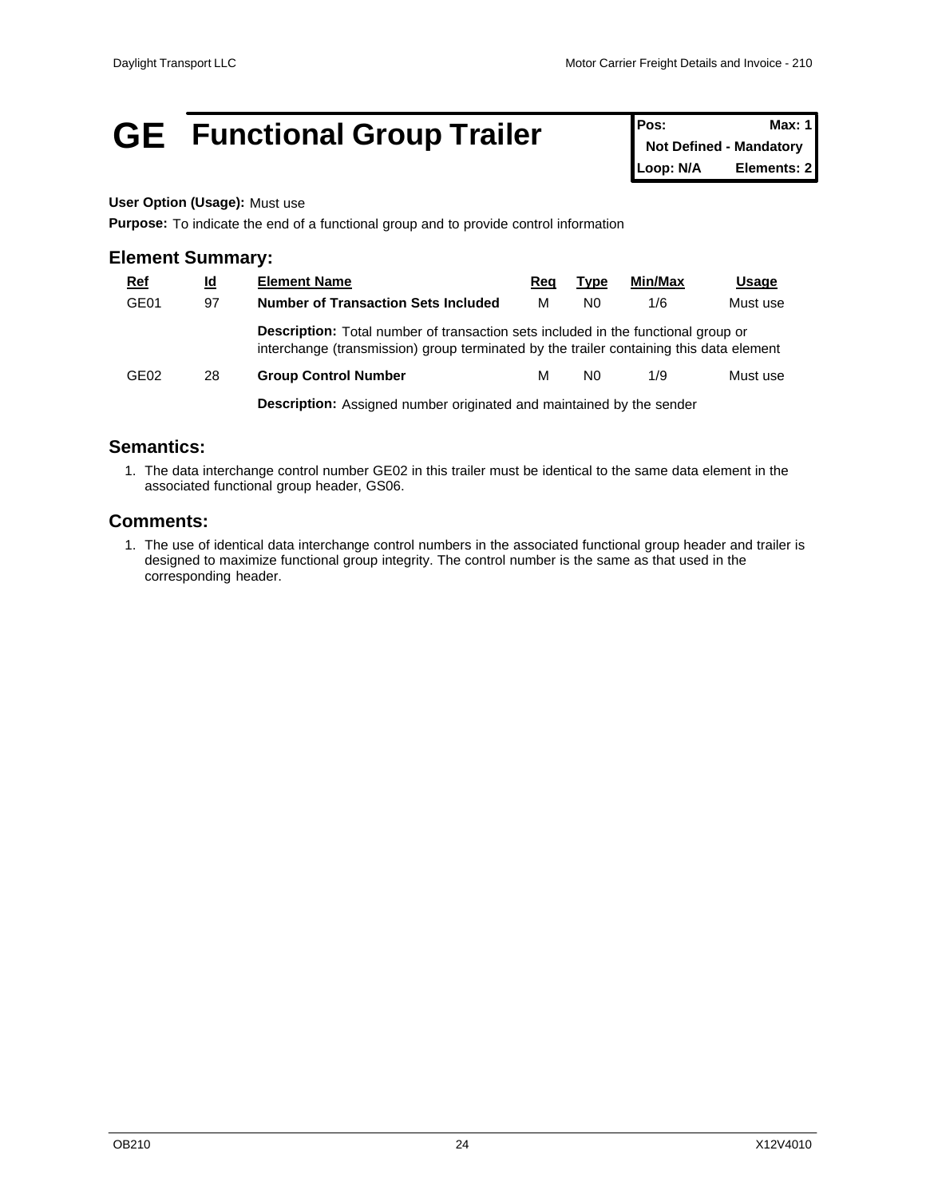# GE Functional Group Trailer

| Pos: | Max: 1 |
| --- | --- |
| Not Defined - Mandatory | |
| Loop: N/A | Elements: 2 |

**User Option (Usage):** Must use

**Purpose:** To indicate the end of a functional group and to provide control information

## Element Summary:

| Ref | Id | Element Name | Req | Type | Min/Max | Usage |
| --- | --- | --- | --- | --- | --- | --- |
| GE01 | 97 | **Number of Transaction Sets Included** | M | N0 | 1/6 | Must use |
| | | **Description:** Total number of transaction sets included in the functional group or interchange (transmission) group terminated by the trailer containing this data element | | | | |
| GE02 | 28 | **Group Control Number** | M | N0 | 1/9 | Must use |
| | | **Description:** Assigned number originated and maintained by the sender | | | | |

## Semantics:

1. The data interchange control number GE02 in this trailer must be identical to the same data element in the associated functional group header, GS06.

## Comments:

1. The use of identical data interchange control numbers in the associated functional group header and trailer is designed to maximize functional group integrity. The control number is the same as that used in the corresponding header.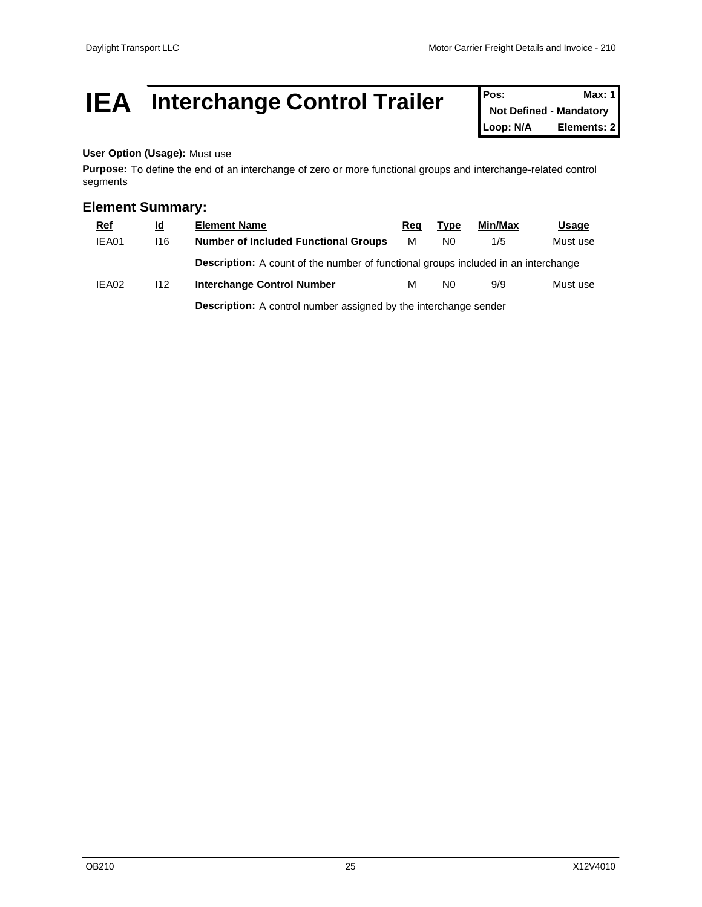# IEA Interchange Control Trailer

| Pos: | Max: 1 |
| --- | --- |
| Not Defined - Mandatory | |
| Loop: N/A | Elements: 2 |

**User Option (Usage):** Must use

**Purpose:** To define the end of an interchange of zero or more functional groups and interchange-related control segments

## Element Summary:

| Ref | Id | Element Name | Req | Type | Min/Max | Usage |
| --- | --- | --- | --- | --- | --- | --- |
| IEA01 | I16 | **Number of Included Functional Groups** | M | N0 | 1/5 | Must use |
| | | **Description:** A count of the number of functional groups included in an interchange | | | | |
| IEA02 | I12 | **Interchange Control Number** | M | N0 | 9/9 | Must use |
| | | **Description:** A control number assigned by the interchange sender | | | | |